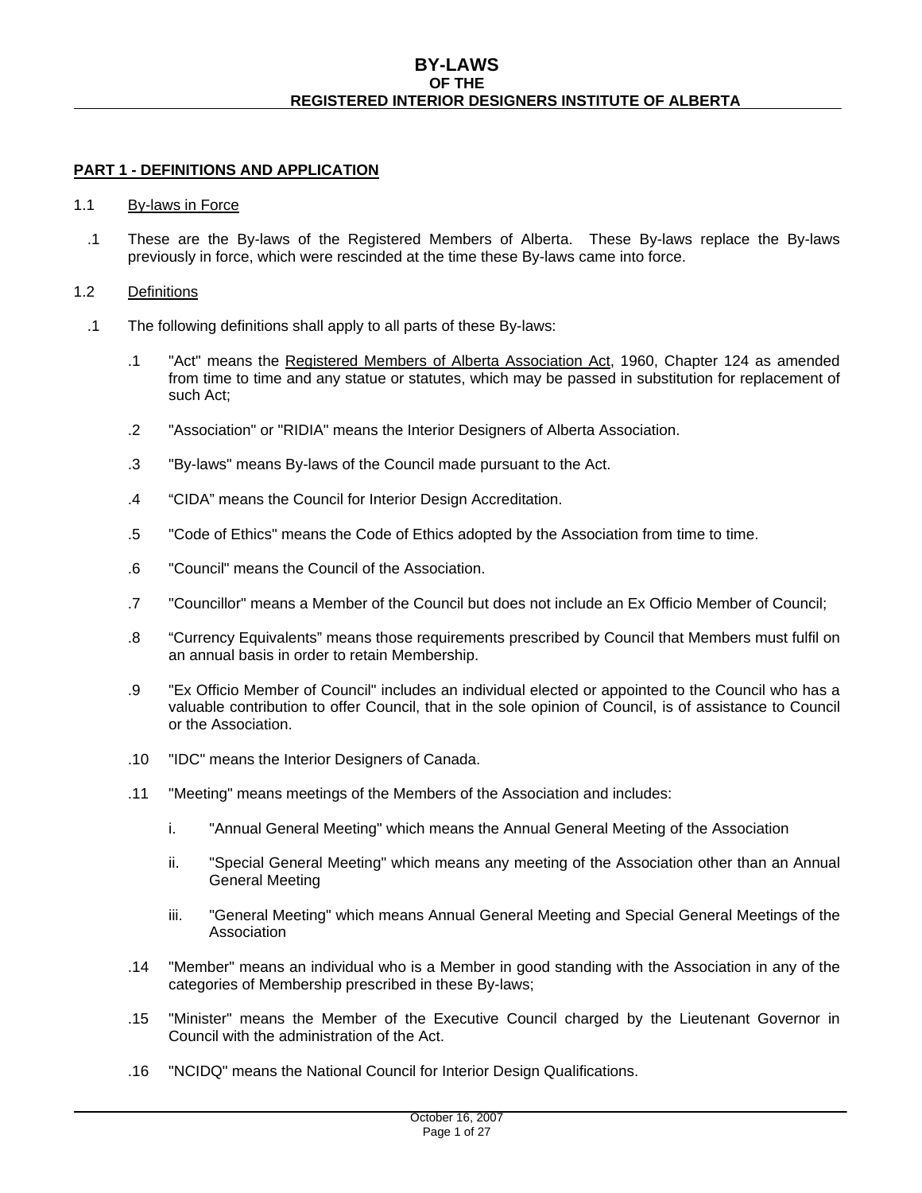# BY-LAWS
## OF THE
## REGISTERED INTERIOR DESIGNERS INSTITUTE OF ALBERTA

**PART 1 - DEFINITIONS AND APPLICATION**

1.1 By-laws in Force

.1 These are the By-laws of the Registered Members of Alberta. These By-laws replace the By-laws previously in force, which were rescinded at the time these By-laws came into force.

1.2 Definitions

.1 The following definitions shall apply to all parts of these By-laws:

.1 "Act" means the Registered Members of Alberta Association Act, 1960, Chapter 124 as amended from time to time and any statue or statutes, which may be passed in substitution for replacement of such Act;

.2 "Association" or "RIDIA" means the Interior Designers of Alberta Association.

.3 "By-laws" means By-laws of the Council made pursuant to the Act.

.4 "CIDA" means the Council for Interior Design Accreditation.

.5 "Code of Ethics" means the Code of Ethics adopted by the Association from time to time.

.6 "Council" means the Council of the Association.

.7 "Councillor" means a Member of the Council but does not include an Ex Officio Member of Council;

.8 "Currency Equivalents" means those requirements prescribed by Council that Members must fulfil on an annual basis in order to retain Membership.

.9 "Ex Officio Member of Council" includes an individual elected or appointed to the Council who has a valuable contribution to offer Council, that in the sole opinion of Council, is of assistance to Council or the Association.

.10 "IDC" means the Interior Designers of Canada.

.11 "Meeting" means meetings of the Members of the Association and includes:

i. "Annual General Meeting" which means the Annual General Meeting of the Association

ii. "Special General Meeting" which means any meeting of the Association other than an Annual General Meeting

iii. "General Meeting" which means Annual General Meeting and Special General Meetings of the Association

.14 "Member" means an individual who is a Member in good standing with the Association in any of the categories of Membership prescribed in these By-laws;

.15 "Minister" means the Member of the Executive Council charged by the Lieutenant Governor in Council with the administration of the Act.

.16 "NCIDQ" means the National Council for Interior Design Qualifications.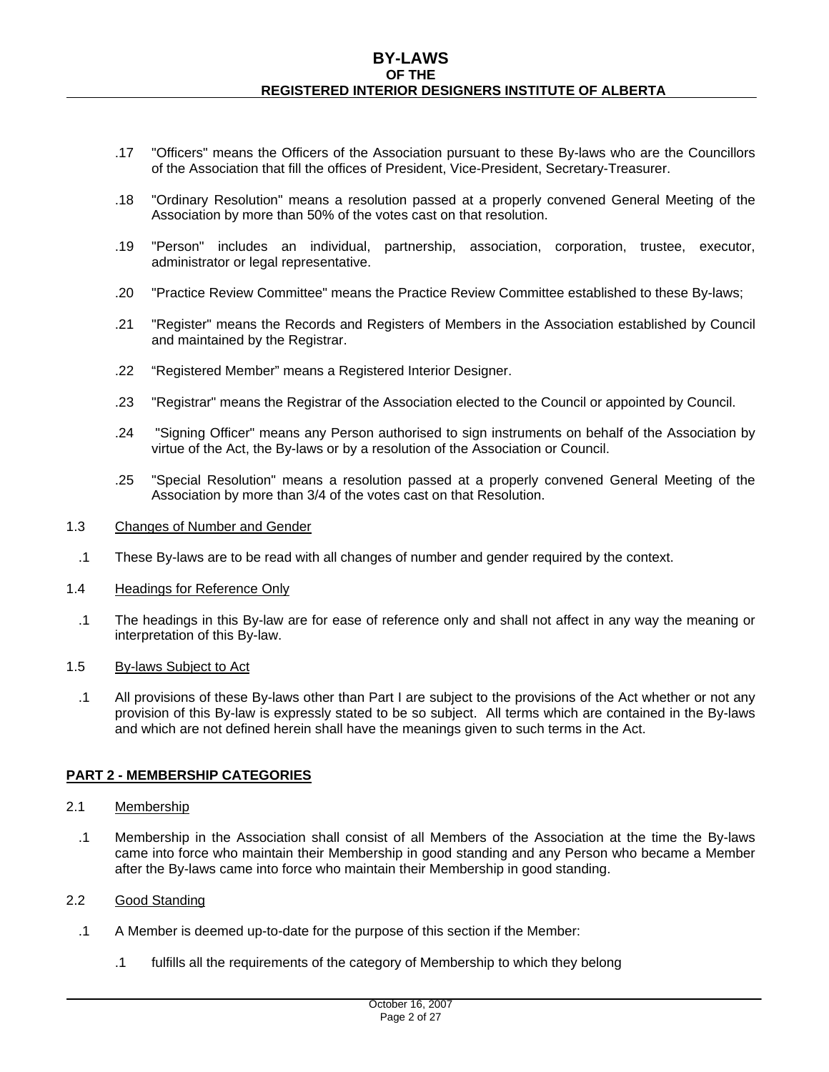.17 "Officers" means the Officers of the Association pursuant to these By-laws who are the Councillors of the Association that fill the offices of President, Vice-President, Secretary-Treasurer.

.18 "Ordinary Resolution" means a resolution passed at a properly convened General Meeting of the Association by more than 50% of the votes cast on that resolution.

.19 "Person" includes an individual, partnership, association, corporation, trustee, executor, administrator or legal representative.

.20 "Practice Review Committee" means the Practice Review Committee established to these By-laws;

.21 "Register" means the Records and Registers of Members in the Association established by Council and maintained by the Registrar.

.22 “Registered Member” means a Registered Interior Designer.

.23 "Registrar" means the Registrar of the Association elected to the Council or appointed by Council.

.24 "Signing Officer" means any Person authorised to sign instruments on behalf of the Association by virtue of the Act, the By-laws or by a resolution of the Association or Council.

.25 "Special Resolution" means a resolution passed at a properly convened General Meeting of the Association by more than 3/4 of the votes cast on that Resolution.

1.3 Changes of Number and Gender

.1 These By-laws are to be read with all changes of number and gender required by the context.

1.4 Headings for Reference Only

.1 The headings in this By-law are for ease of reference only and shall not affect in any way the meaning or interpretation of this By-law.

1.5 By-laws Subject to Act

.1 All provisions of these By-laws other than Part I are subject to the provisions of the Act whether or not any provision of this By-law is expressly stated to be so subject. All terms which are contained in the By-laws and which are not defined herein shall have the meanings given to such terms in the Act.

## PART 2 - MEMBERSHIP CATEGORIES

2.1 Membership

.1 Membership in the Association shall consist of all Members of the Association at the time the By-laws came into force who maintain their Membership in good standing and any Person who became a Member after the By-laws came into force who maintain their Membership in good standing.

2.2 Good Standing

.1 A Member is deemed up-to-date for the purpose of this section if the Member:

.1 fulfills all the requirements of the category of Membership to which they belong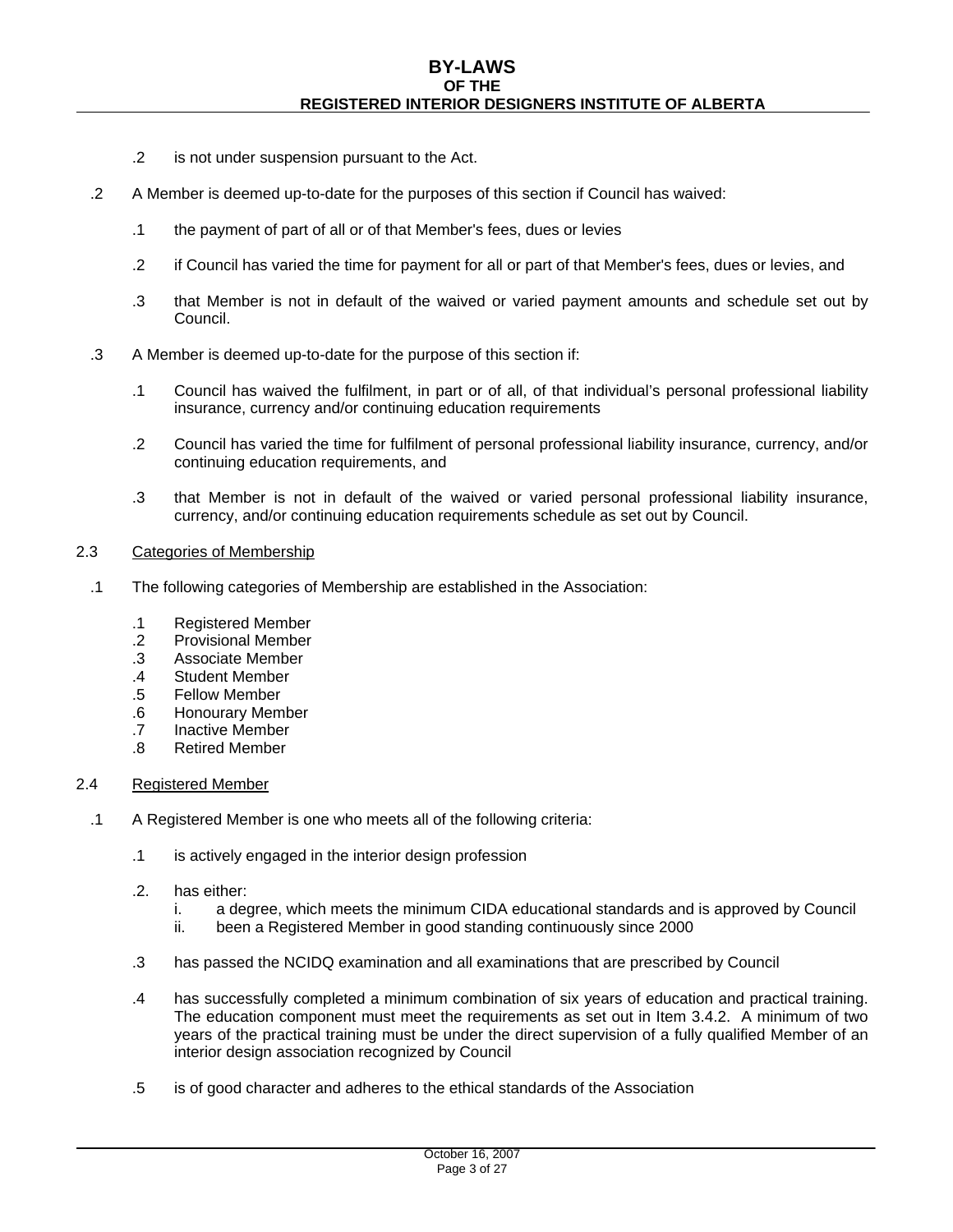.2 is not under suspension pursuant to the Act.

.2 A Member is deemed up-to-date for the purposes of this section if Council has waived:

.1 the payment of part of all or of that Member's fees, dues or levies

.2 if Council has varied the time for payment for all or part of that Member's fees, dues or levies, and

.3 that Member is not in default of the waived or varied payment amounts and schedule set out by Council.

.3 A Member is deemed up-to-date for the purpose of this section if:

.1 Council has waived the fulfilment, in part or of all, of that individual's personal professional liability insurance, currency and/or continuing education requirements

.2 Council has varied the time for fulfilment of personal professional liability insurance, currency, and/or continuing education requirements, and

.3 that Member is not in default of the waived or varied personal professional liability insurance, currency, and/or continuing education requirements schedule as set out by Council.

2.3 Categories of Membership

.1 The following categories of Membership are established in the Association:

.1 Registered Member
.2 Provisional Member
.3 Associate Member
.4 Student Member
.5 Fellow Member
.6 Honourary Member
.7 Inactive Member
.8 Retired Member

2.4 Registered Member

.1 A Registered Member is one who meets all of the following criteria:

.1 is actively engaged in the interior design profession

.2. has either:
i. a degree, which meets the minimum CIDA educational standards and is approved by Council
ii. been a Registered Member in good standing continuously since 2000

.3 has passed the NCIDQ examination and all examinations that are prescribed by Council

.4 has successfully completed a minimum combination of six years of education and practical training. The education component must meet the requirements as set out in Item 3.4.2. A minimum of two years of the practical training must be under the direct supervision of a fully qualified Member of an interior design association recognized by Council

.5 is of good character and adheres to the ethical standards of the Association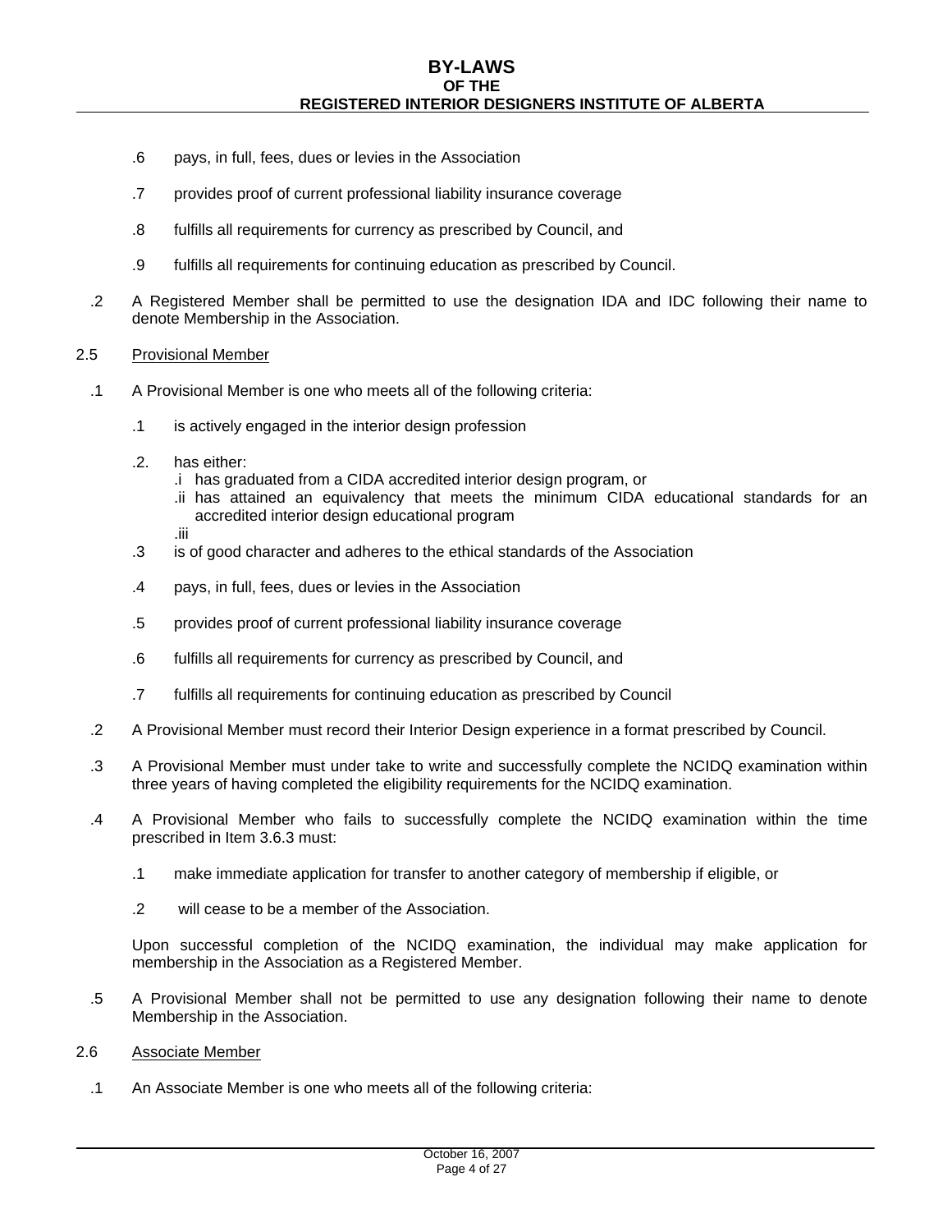.6 pays, in full, fees, dues or levies in the Association

.7 provides proof of current professional liability insurance coverage

.8 fulfills all requirements for currency as prescribed by Council, and

.9 fulfills all requirements for continuing education as prescribed by Council.

.2 A Registered Member shall be permitted to use the designation IDA and IDC following their name to denote Membership in the Association.

2.5 Provisional Member

.1 A Provisional Member is one who meets all of the following criteria:

.1 is actively engaged in the interior design profession

.2. has either:
.i has graduated from a CIDA accredited interior design program, or
.ii has attained an equivalency that meets the minimum CIDA educational standards for an accredited interior design educational program
.iii

.3 is of good character and adheres to the ethical standards of the Association

.4 pays, in full, fees, dues or levies in the Association

.5 provides proof of current professional liability insurance coverage

.6 fulfills all requirements for currency as prescribed by Council, and

.7 fulfills all requirements for continuing education as prescribed by Council

.2 A Provisional Member must record their Interior Design experience in a format prescribed by Council.

.3 A Provisional Member must under take to write and successfully complete the NCIDQ examination within three years of having completed the eligibility requirements for the NCIDQ examination.

.4 A Provisional Member who fails to successfully complete the NCIDQ examination within the time prescribed in Item 3.6.3 must:

.1 make immediate application for transfer to another category of membership if eligible, or

.2 will cease to be a member of the Association.

Upon successful completion of the NCIDQ examination, the individual may make application for membership in the Association as a Registered Member.

.5 A Provisional Member shall not be permitted to use any designation following their name to denote Membership in the Association.

2.6 Associate Member

.1 An Associate Member is one who meets all of the following criteria: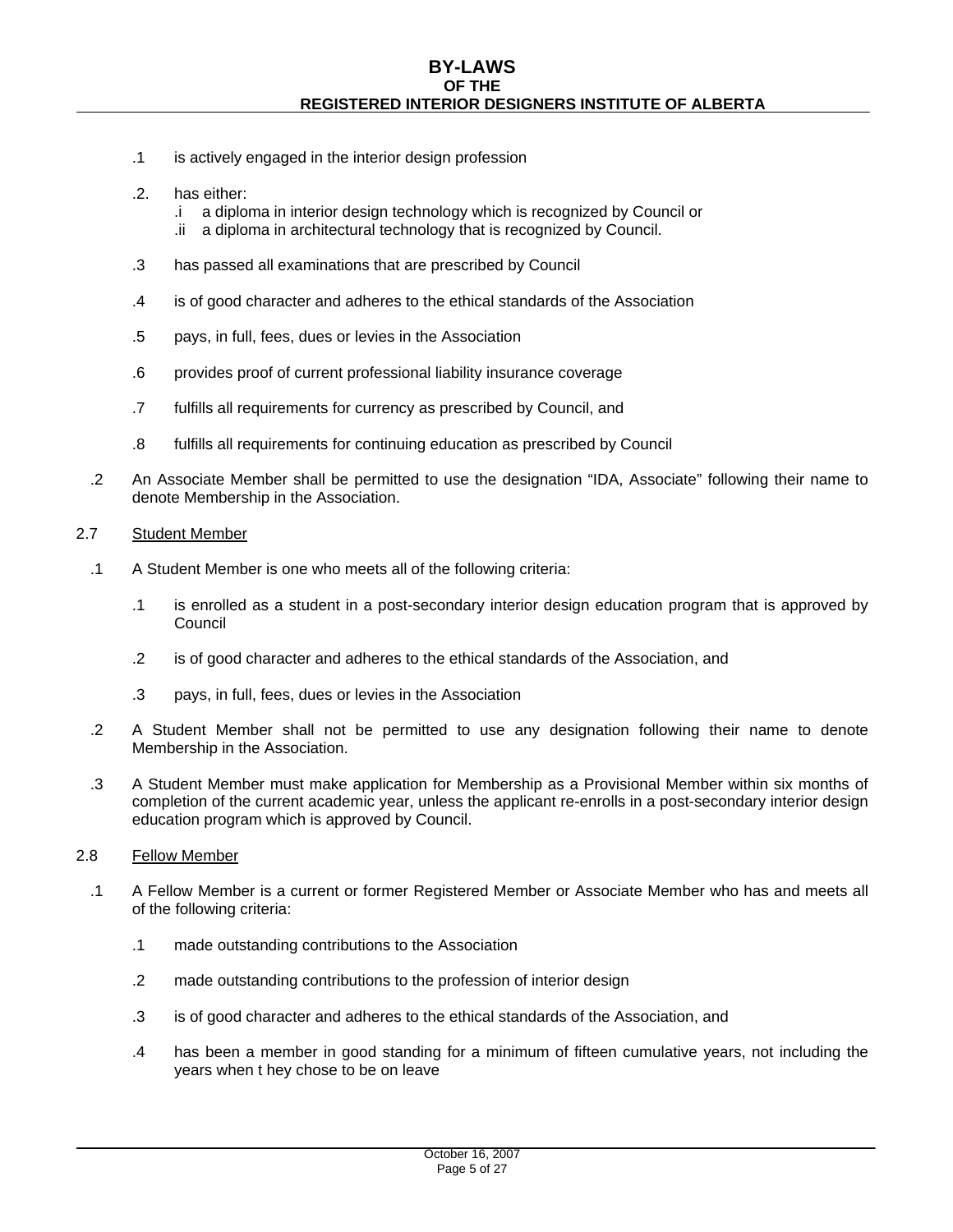.1 is actively engaged in the interior design profession

.2. has either:
   .i a diploma in interior design technology which is recognized by Council or
   .ii a diploma in architectural technology that is recognized by Council.

.3 has passed all examinations that are prescribed by Council

.4 is of good character and adheres to the ethical standards of the Association

.5 pays, in full, fees, dues or levies in the Association

.6 provides proof of current professional liability insurance coverage

.7 fulfills all requirements for currency as prescribed by Council, and

.8 fulfills all requirements for continuing education as prescribed by Council

.2 An Associate Member shall be permitted to use the designation "IDA, Associate" following their name to denote Membership in the Association.

2.7 Student Member

.1 A Student Member is one who meets all of the following criteria:

   .1 is enrolled as a student in a post-secondary interior design education program that is approved by Council

   .2 is of good character and adheres to the ethical standards of the Association, and

   .3 pays, in full, fees, dues or levies in the Association

.2 A Student Member shall not be permitted to use any designation following their name to denote Membership in the Association.

.3 A Student Member must make application for Membership as a Provisional Member within six months of completion of the current academic year, unless the applicant re-enrolls in a post-secondary interior design education program which is approved by Council.

2.8 Fellow Member

.1 A Fellow Member is a current or former Registered Member or Associate Member who has and meets all of the following criteria:

   .1 made outstanding contributions to the Association

   .2 made outstanding contributions to the profession of interior design

   .3 is of good character and adheres to the ethical standards of the Association, and

   .4 has been a member in good standing for a minimum of fifteen cumulative years, not including the years when t hey chose to be on leave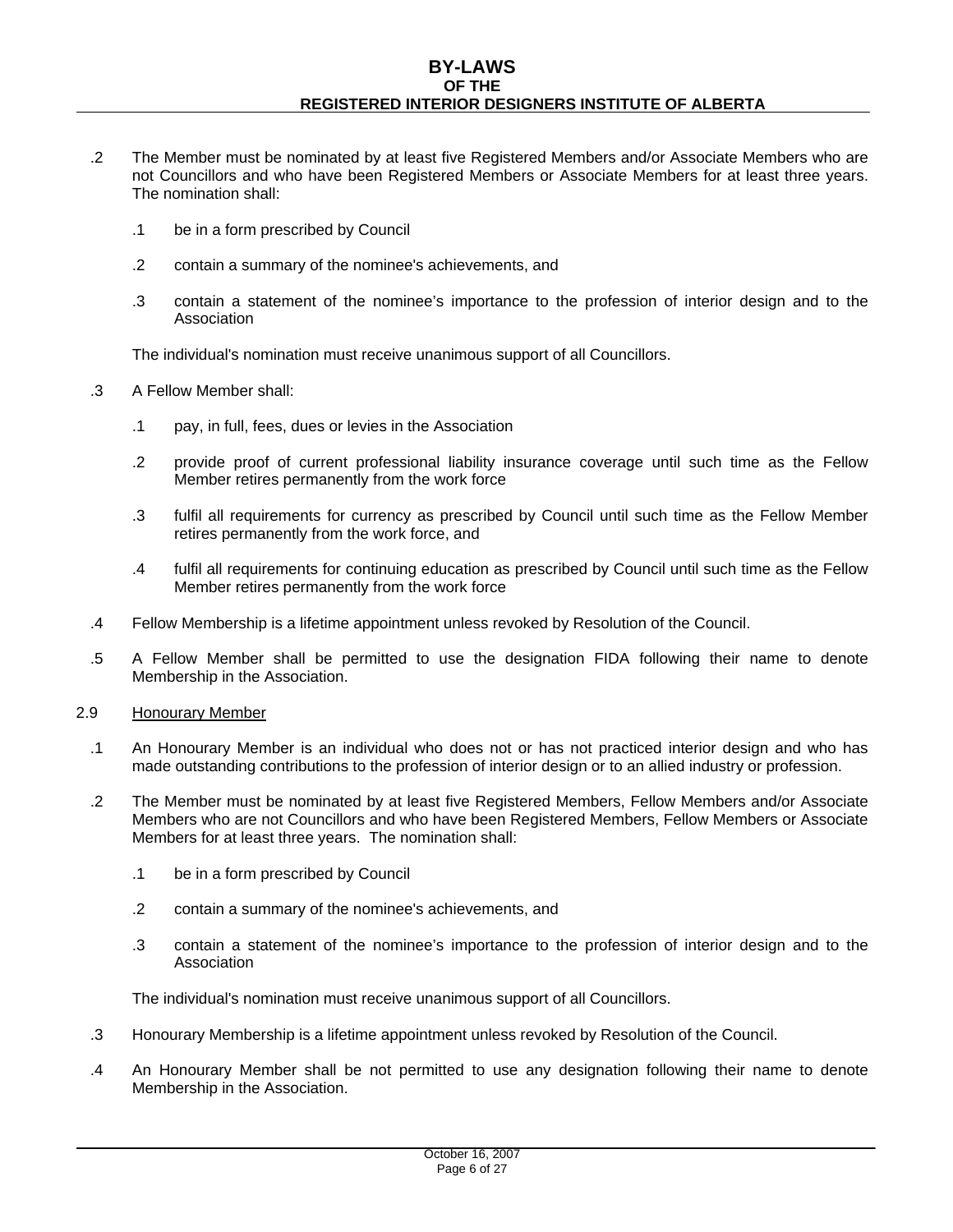.2 The Member must be nominated by at least five Registered Members and/or Associate Members who are not Councillors and who have been Registered Members or Associate Members for at least three years. The nomination shall:

  .1 be in a form prescribed by Council

  .2 contain a summary of the nominee's achievements, and

  .3 contain a statement of the nominee's importance to the profession of interior design and to the Association

The individual's nomination must receive unanimous support of all Councillors.

.3 A Fellow Member shall:

  .1 pay, in full, fees, dues or levies in the Association

  .2 provide proof of current professional liability insurance coverage until such time as the Fellow Member retires permanently from the work force

  .3 fulfil all requirements for currency as prescribed by Council until such time as the Fellow Member retires permanently from the work force, and

  .4 fulfil all requirements for continuing education as prescribed by Council until such time as the Fellow Member retires permanently from the work force

.4 Fellow Membership is a lifetime appointment unless revoked by Resolution of the Council.

.5 A Fellow Member shall be permitted to use the designation FIDA following their name to denote Membership in the Association.

2.9 <u>Honourary Member</u>

.1 An Honourary Member is an individual who does not or has not practiced interior design and who has made outstanding contributions to the profession of interior design or to an allied industry or profession.

.2 The Member must be nominated by at least five Registered Members, Fellow Members and/or Associate Members who are not Councillors and who have been Registered Members, Fellow Members or Associate Members for at least three years. The nomination shall:

  .1 be in a form prescribed by Council

  .2 contain a summary of the nominee's achievements, and

  .3 contain a statement of the nominee's importance to the profession of interior design and to the Association

The individual's nomination must receive unanimous support of all Councillors.

.3 Honourary Membership is a lifetime appointment unless revoked by Resolution of the Council.

.4 An Honourary Member shall be not permitted to use any designation following their name to denote Membership in the Association.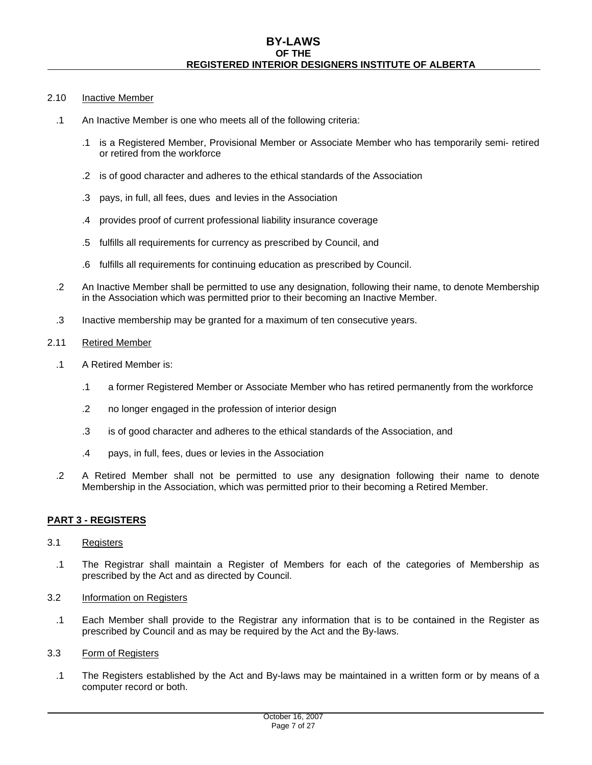2.10 Inactive Member

.1 An Inactive Member is one who meets all of the following criteria:

 .1 is a Registered Member, Provisional Member or Associate Member who has temporarily semi- retired or retired from the workforce

 .2 is of good character and adheres to the ethical standards of the Association

 .3 pays, in full, all fees, dues and levies in the Association

 .4 provides proof of current professional liability insurance coverage

 .5 fulfills all requirements for currency as prescribed by Council, and

 .6 fulfills all requirements for continuing education as prescribed by Council.

.2 An Inactive Member shall be permitted to use any designation, following their name, to denote Membership in the Association which was permitted prior to their becoming an Inactive Member.

.3 Inactive membership may be granted for a maximum of ten consecutive years.

2.11 Retired Member

.1 A Retired Member is:

 .1 a former Registered Member or Associate Member who has retired permanently from the workforce

 .2 no longer engaged in the profession of interior design

 .3 is of good character and adheres to the ethical standards of the Association, and

 .4 pays, in full, fees, dues or levies in the Association

.2 A Retired Member shall not be permitted to use any designation following their name to denote Membership in the Association, which was permitted prior to their becoming a Retired Member.

## PART 3 - REGISTERS

3.1 Registers

.1 The Registrar shall maintain a Register of Members for each of the categories of Membership as prescribed by the Act and as directed by Council.

3.2 Information on Registers

.1 Each Member shall provide to the Registrar any information that is to be contained in the Register as prescribed by Council and as may be required by the Act and the By-laws.

3.3 Form of Registers

.1 The Registers established by the Act and By-laws may be maintained in a written form or by means of a computer record or both.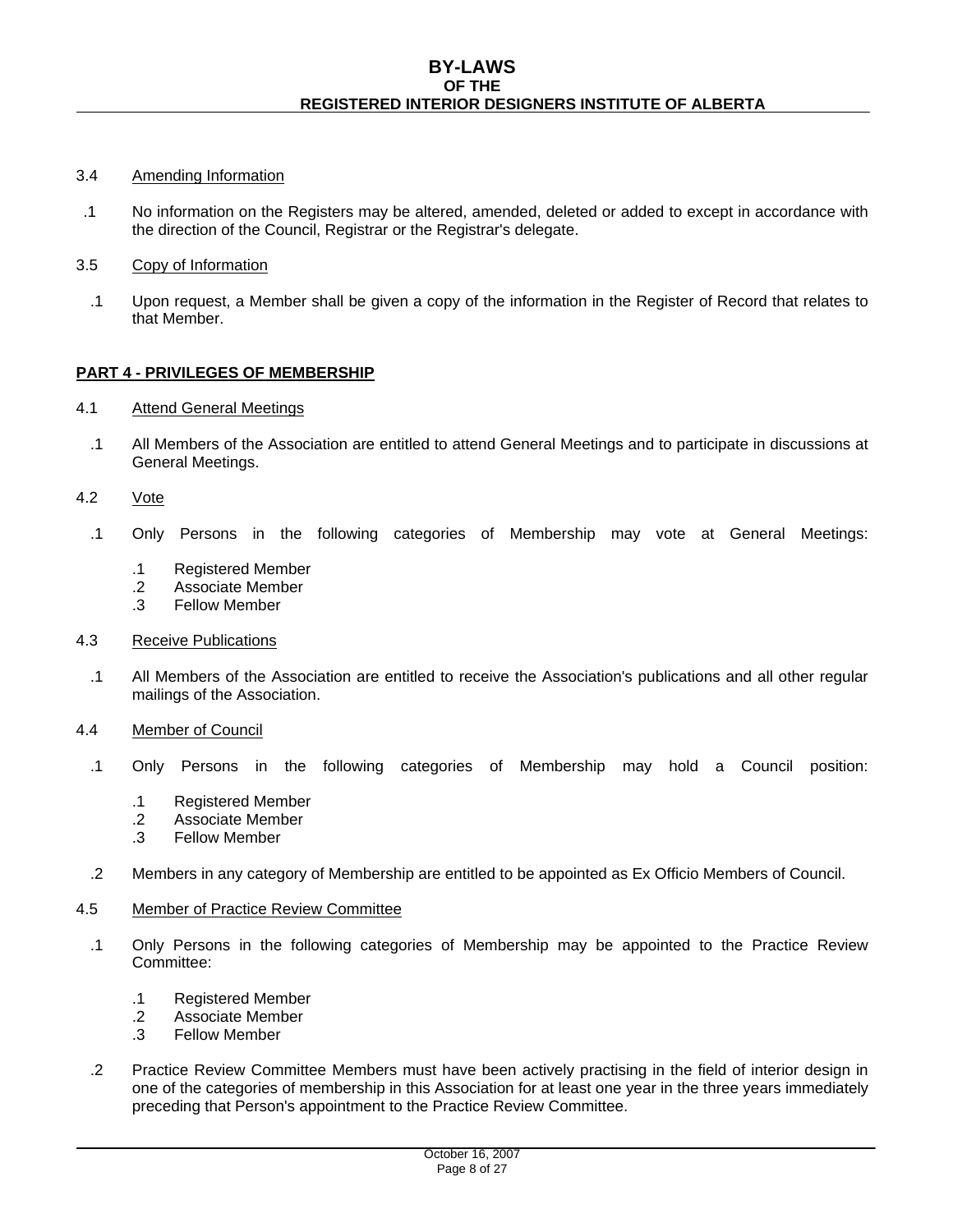3.4 Amending Information

.1 No information on the Registers may be altered, amended, deleted or added to except in accordance with the direction of the Council, Registrar or the Registrar's delegate.

3.5 Copy of Information

.1 Upon request, a Member shall be given a copy of the information in the Register of Record that relates to that Member.

## PART 4 - PRIVILEGES OF MEMBERSHIP

4.1 Attend General Meetings

.1 All Members of the Association are entitled to attend General Meetings and to participate in discussions at General Meetings.

4.2 Vote

.1 Only Persons in the following categories of Membership may vote at General Meetings:

- .1 Registered Member
- .2 Associate Member
- .3 Fellow Member

4.3 Receive Publications

.1 All Members of the Association are entitled to receive the Association's publications and all other regular mailings of the Association.

4.4 Member of Council

.1 Only Persons in the following categories of Membership may hold a Council position:

- .1 Registered Member
- .2 Associate Member
- .3 Fellow Member

.2 Members in any category of Membership are entitled to be appointed as Ex Officio Members of Council.

4.5 Member of Practice Review Committee

.1 Only Persons in the following categories of Membership may be appointed to the Practice Review Committee:

- .1 Registered Member
- .2 Associate Member
- .3 Fellow Member

.2 Practice Review Committee Members must have been actively practising in the field of interior design in one of the categories of membership in this Association for at least one year in the three years immediately preceding that Person's appointment to the Practice Review Committee.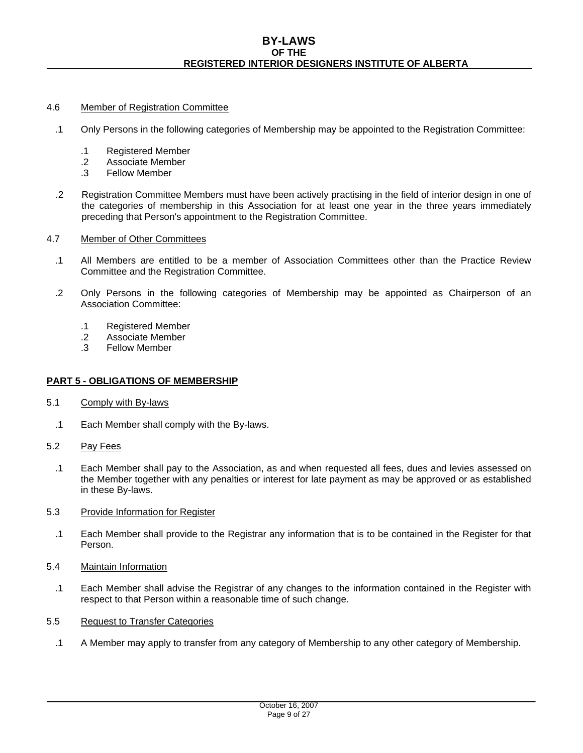4.6 Member of Registration Committee

.1 Only Persons in the following categories of Membership may be appointed to the Registration Committee:

  .1 Registered Member
  .2 Associate Member
  .3 Fellow Member

.2 Registration Committee Members must have been actively practising in the field of interior design in one of the categories of membership in this Association for at least one year in the three years immediately preceding that Person's appointment to the Registration Committee.

4.7 Member of Other Committees

.1 All Members are entitled to be a member of Association Committees other than the Practice Review Committee and the Registration Committee.

.2 Only Persons in the following categories of Membership may be appointed as Chairperson of an Association Committee:

  .1 Registered Member
  .2 Associate Member
  .3 Fellow Member

## PART 5 - OBLIGATIONS OF MEMBERSHIP

5.1 Comply with By-laws

.1 Each Member shall comply with the By-laws.

5.2 Pay Fees

.1 Each Member shall pay to the Association, as and when requested all fees, dues and levies assessed on the Member together with any penalties or interest for late payment as may be approved or as established in these By-laws.

5.3 Provide Information for Register

.1 Each Member shall provide to the Registrar any information that is to be contained in the Register for that Person.

5.4 Maintain Information

.1 Each Member shall advise the Registrar of any changes to the information contained in the Register with respect to that Person within a reasonable time of such change.

5.5 Request to Transfer Categories

.1 A Member may apply to transfer from any category of Membership to any other category of Membership.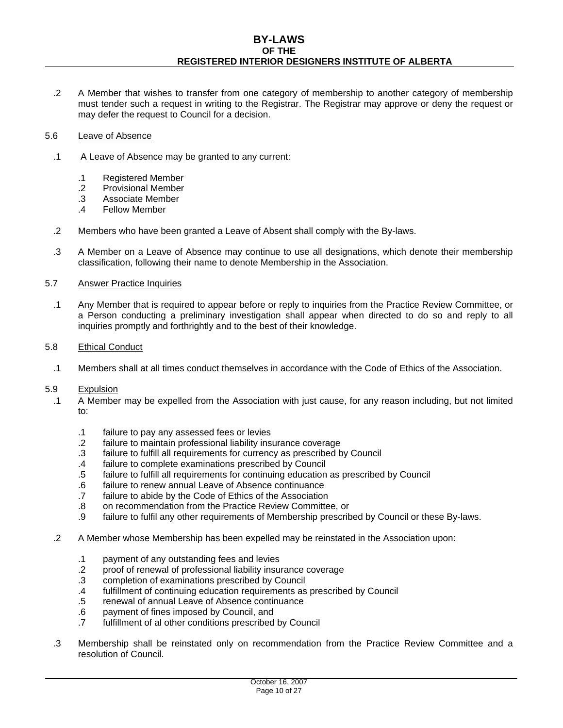.2 A Member that wishes to transfer from one category of membership to another category of membership must tender such a request in writing to the Registrar. The Registrar may approve or deny the request or may defer the request to Council for a decision.

5.6 <u>Leave of Absence</u>

.1 A Leave of Absence may be granted to any current:

- .1 Registered Member
- .2 Provisional Member
- .3 Associate Member
- .4 Fellow Member

.2 Members who have been granted a Leave of Absent shall comply with the By-laws.

.3 A Member on a Leave of Absence may continue to use all designations, which denote their membership classification, following their name to denote Membership in the Association.

5.7 <u>Answer Practice Inquiries</u>

.1 Any Member that is required to appear before or reply to inquiries from the Practice Review Committee, or a Person conducting a preliminary investigation shall appear when directed to do so and reply to all inquiries promptly and forthrightly and to the best of their knowledge.

5.8 <u>Ethical Conduct</u>

.1 Members shall at all times conduct themselves in accordance with the Code of Ethics of the Association.

5.9 <u>Expulsion</u>

.1 A Member may be expelled from the Association with just cause, for any reason including, but not limited to:

- .1 failure to pay any assessed fees or levies
- .2 failure to maintain professional liability insurance coverage
- .3 failure to fulfill all requirements for currency as prescribed by Council
- .4 failure to complete examinations prescribed by Council
- .5 failure to fulfill all requirements for continuing education as prescribed by Council
- .6 failure to renew annual Leave of Absence continuance
- .7 failure to abide by the Code of Ethics of the Association
- .8 on recommendation from the Practice Review Committee, or
- .9 failure to fulfil any other requirements of Membership prescribed by Council or these By-laws.

.2 A Member whose Membership has been expelled may be reinstated in the Association upon:

- .1 payment of any outstanding fees and levies
- .2 proof of renewal of professional liability insurance coverage
- .3 completion of examinations prescribed by Council
- .4 fulfillment of continuing education requirements as prescribed by Council
- .5 renewal of annual Leave of Absence continuance
- .6 payment of fines imposed by Council, and
- .7 fulfillment of al other conditions prescribed by Council

.3 Membership shall be reinstated only on recommendation from the Practice Review Committee and a resolution of Council.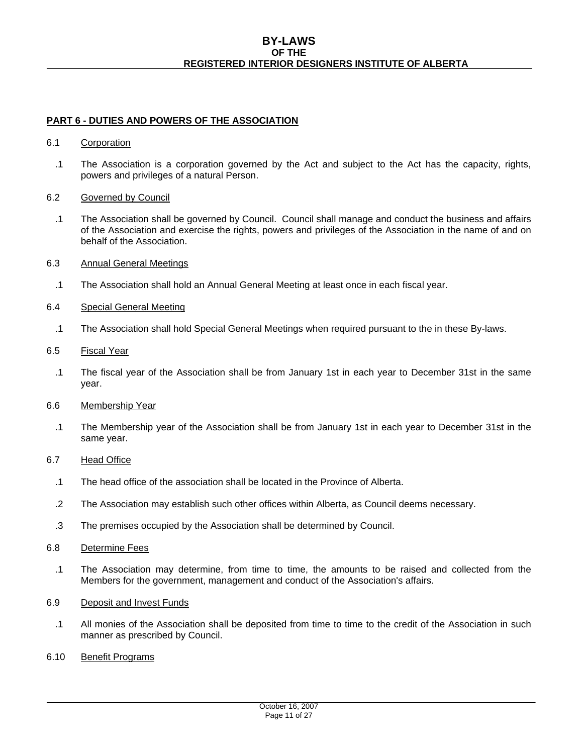## PART 6 - DUTIES AND POWERS OF THE ASSOCIATION

6.1 Corporation

.1 The Association is a corporation governed by the Act and subject to the Act has the capacity, rights, powers and privileges of a natural Person.

6.2 Governed by Council

.1 The Association shall be governed by Council. Council shall manage and conduct the business and affairs of the Association and exercise the rights, powers and privileges of the Association in the name of and on behalf of the Association.

6.3 Annual General Meetings

.1 The Association shall hold an Annual General Meeting at least once in each fiscal year.

6.4 Special General Meeting

.1 The Association shall hold Special General Meetings when required pursuant to the in these By-laws.

6.5 Fiscal Year

.1 The fiscal year of the Association shall be from January 1st in each year to December 31st in the same year.

6.6 Membership Year

.1 The Membership year of the Association shall be from January 1st in each year to December 31st in the same year.

6.7 Head Office

.1 The head office of the association shall be located in the Province of Alberta.

.2 The Association may establish such other offices within Alberta, as Council deems necessary.

.3 The premises occupied by the Association shall be determined by Council.

6.8 Determine Fees

.1 The Association may determine, from time to time, the amounts to be raised and collected from the Members for the government, management and conduct of the Association's affairs.

6.9 Deposit and Invest Funds

.1 All monies of the Association shall be deposited from time to time to the credit of the Association in such manner as prescribed by Council.

6.10 Benefit Programs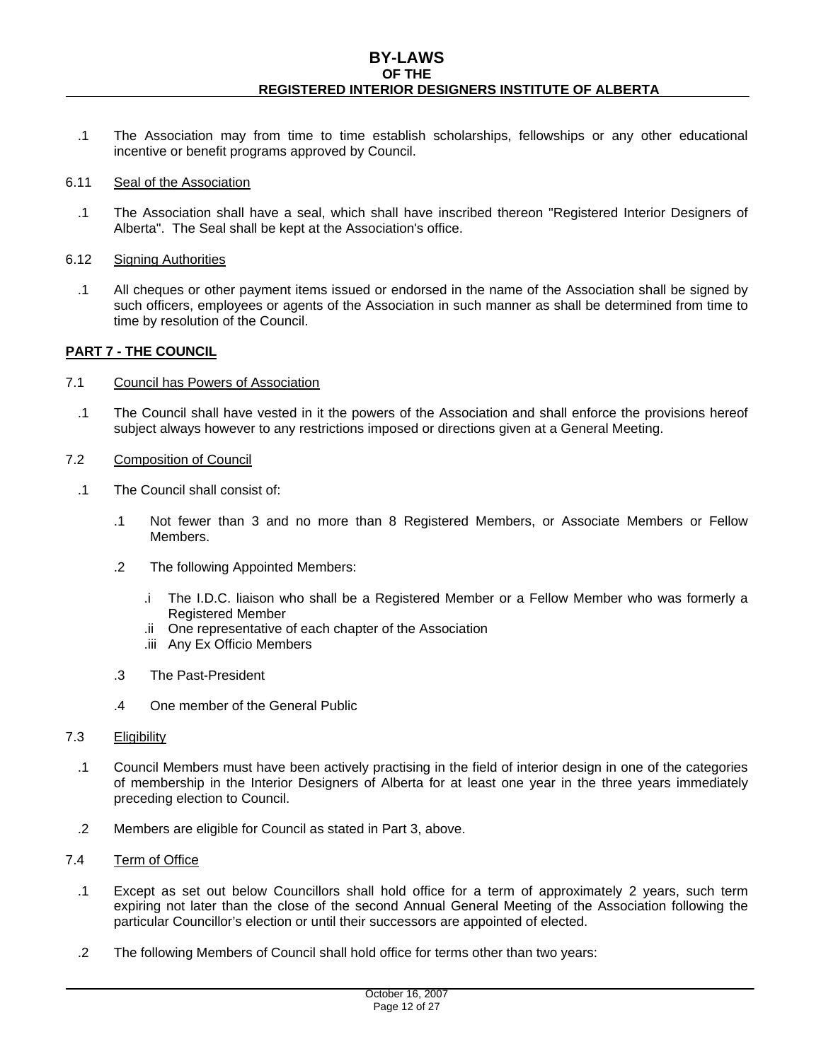.1 The Association may from time to time establish scholarships, fellowships or any other educational incentive or benefit programs approved by Council.

6.11 Seal of the Association

.1 The Association shall have a seal, which shall have inscribed thereon "Registered Interior Designers of Alberta". The Seal shall be kept at the Association's office.

6.12 Signing Authorities

.1 All cheques or other payment items issued or endorsed in the name of the Association shall be signed by such officers, employees or agents of the Association in such manner as shall be determined from time to time by resolution of the Council.

## PART 7 - THE COUNCIL

7.1 Council has Powers of Association

.1 The Council shall have vested in it the powers of the Association and shall enforce the provisions hereof subject always however to any restrictions imposed or directions given at a General Meeting.

7.2 Composition of Council

.1 The Council shall consist of:

.1 Not fewer than 3 and no more than 8 Registered Members, or Associate Members or Fellow Members.

.2 The following Appointed Members:

.i The I.D.C. liaison who shall be a Registered Member or a Fellow Member who was formerly a Registered Member
.ii One representative of each chapter of the Association
.iii Any Ex Officio Members

.3 The Past-President

.4 One member of the General Public

7.3 Eligibility

.1 Council Members must have been actively practising in the field of interior design in one of the categories of membership in the Interior Designers of Alberta for at least one year in the three years immediately preceding election to Council.

.2 Members are eligible for Council as stated in Part 3, above.

7.4 Term of Office

.1 Except as set out below Councillors shall hold office for a term of approximately 2 years, such term expiring not later than the close of the second Annual General Meeting of the Association following the particular Councillor's election or until their successors are appointed of elected.

.2 The following Members of Council shall hold office for terms other than two years: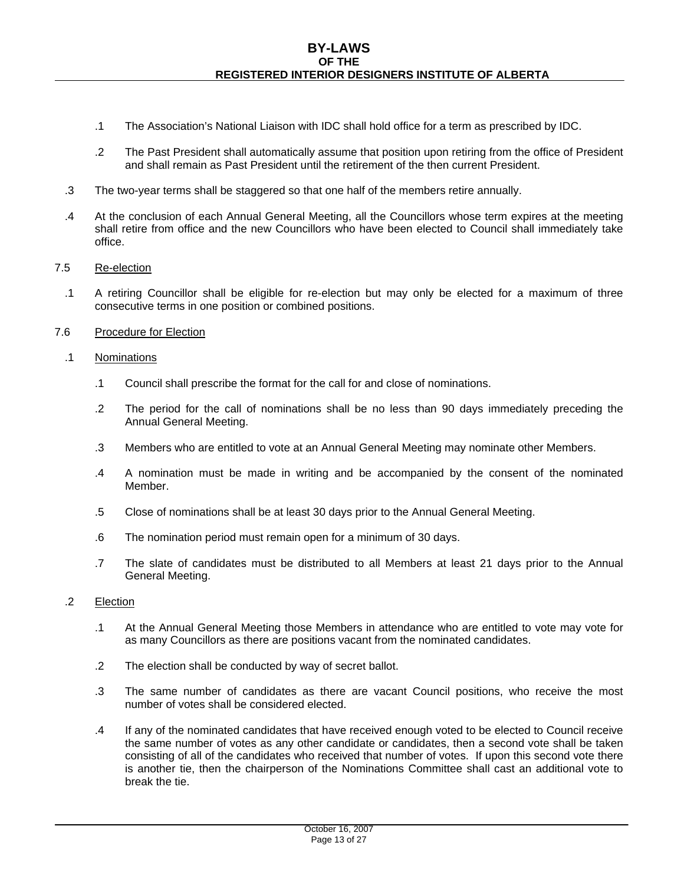.1 The Association's National Liaison with IDC shall hold office for a term as prescribed by IDC.

.2 The Past President shall automatically assume that position upon retiring from the office of President and shall remain as Past President until the retirement of the then current President.

.3 The two-year terms shall be staggered so that one half of the members retire annually.

.4 At the conclusion of each Annual General Meeting, all the Councillors whose term expires at the meeting shall retire from office and the new Councillors who have been elected to Council shall immediately take office.

7.5 Re-election

.1 A retiring Councillor shall be eligible for re-election but may only be elected for a maximum of three consecutive terms in one position or combined positions.

7.6 Procedure for Election

.1 Nominations

.1 Council shall prescribe the format for the call for and close of nominations.

.2 The period for the call of nominations shall be no less than 90 days immediately preceding the Annual General Meeting.

.3 Members who are entitled to vote at an Annual General Meeting may nominate other Members.

.4 A nomination must be made in writing and be accompanied by the consent of the nominated Member.

.5 Close of nominations shall be at least 30 days prior to the Annual General Meeting.

.6 The nomination period must remain open for a minimum of 30 days.

.7 The slate of candidates must be distributed to all Members at least 21 days prior to the Annual General Meeting.

.2 Election

.1 At the Annual General Meeting those Members in attendance who are entitled to vote may vote for as many Councillors as there are positions vacant from the nominated candidates.

.2 The election shall be conducted by way of secret ballot.

.3 The same number of candidates as there are vacant Council positions, who receive the most number of votes shall be considered elected.

.4 If any of the nominated candidates that have received enough voted to be elected to Council receive the same number of votes as any other candidate or candidates, then a second vote shall be taken consisting of all of the candidates who received that number of votes. If upon this second vote there is another tie, then the chairperson of the Nominations Committee shall cast an additional vote to break the tie.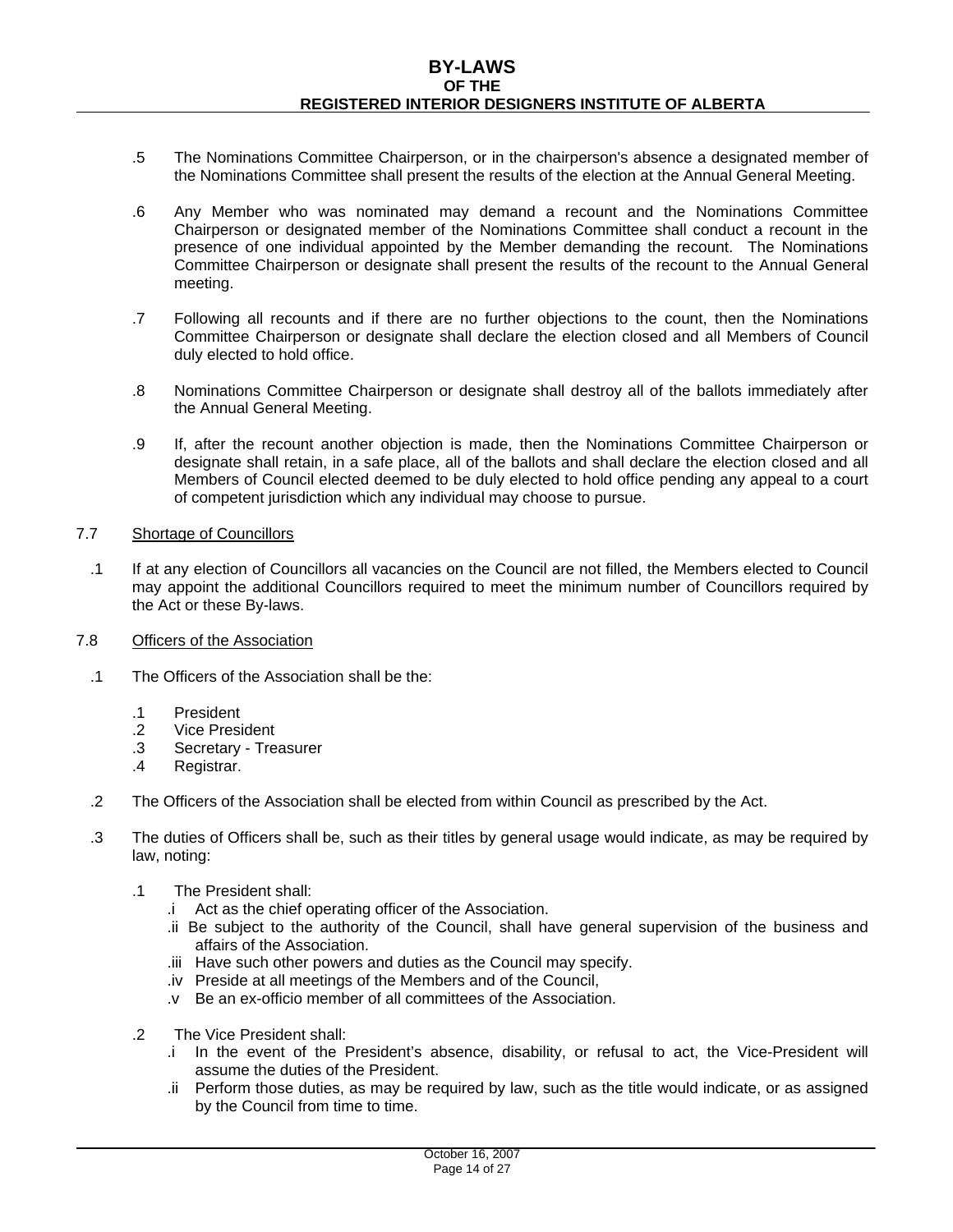.5 The Nominations Committee Chairperson, or in the chairperson's absence a designated member of the Nominations Committee shall present the results of the election at the Annual General Meeting.

.6 Any Member who was nominated may demand a recount and the Nominations Committee Chairperson or designated member of the Nominations Committee shall conduct a recount in the presence of one individual appointed by the Member demanding the recount. The Nominations Committee Chairperson or designate shall present the results of the recount to the Annual General meeting.

.7 Following all recounts and if there are no further objections to the count, then the Nominations Committee Chairperson or designate shall declare the election closed and all Members of Council duly elected to hold office.

.8 Nominations Committee Chairperson or designate shall destroy all of the ballots immediately after the Annual General Meeting.

.9 If, after the recount another objection is made, then the Nominations Committee Chairperson or designate shall retain, in a safe place, all of the ballots and shall declare the election closed and all Members of Council elected deemed to be duly elected to hold office pending any appeal to a court of competent jurisdiction which any individual may choose to pursue.

7.7 Shortage of Councillors

.1 If at any election of Councillors all vacancies on the Council are not filled, the Members elected to Council may appoint the additional Councillors required to meet the minimum number of Councillors required by the Act or these By-laws.

7.8 Officers of the Association

.1 The Officers of the Association shall be the:

- .1 President
- .2 Vice President
- .3 Secretary - Treasurer
- .4 Registrar.

.2 The Officers of the Association shall be elected from within Council as prescribed by the Act.

.3 The duties of Officers shall be, such as their titles by general usage would indicate, as may be required by law, noting:

.1 The President shall:

- .i Act as the chief operating officer of the Association.
- .ii Be subject to the authority of the Council, shall have general supervision of the business and affairs of the Association.
- .iii Have such other powers and duties as the Council may specify.
- .iv Preside at all meetings of the Members and of the Council,
- .v Be an ex-officio member of all committees of the Association.

.2 The Vice President shall:

- .i In the event of the President's absence, disability, or refusal to act, the Vice-President will assume the duties of the President.
- .ii Perform those duties, as may be required by law, such as the title would indicate, or as assigned by the Council from time to time.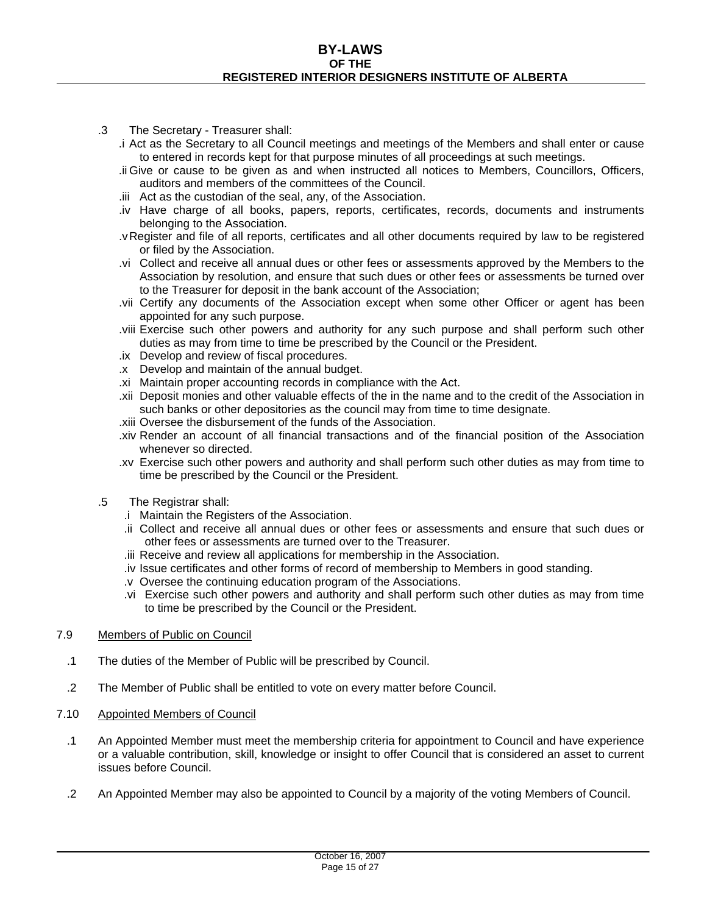.3 The Secretary - Treasurer shall:

- .i Act as the Secretary to all Council meetings and meetings of the Members and shall enter or cause to entered in records kept for that purpose minutes of all proceedings at such meetings.
- .ii Give or cause to be given as and when instructed all notices to Members, Councillors, Officers, auditors and members of the committees of the Council.
- .iii Act as the custodian of the seal, any, of the Association.
- .iv Have charge of all books, papers, reports, certificates, records, documents and instruments belonging to the Association.
- .v Register and file of all reports, certificates and all other documents required by law to be registered or filed by the Association.
- .vi Collect and receive all annual dues or other fees or assessments approved by the Members to the Association by resolution, and ensure that such dues or other fees or assessments be turned over to the Treasurer for deposit in the bank account of the Association;
- .vii Certify any documents of the Association except when some other Officer or agent has been appointed for any such purpose.
- .viii Exercise such other powers and authority for any such purpose and shall perform such other duties as may from time to time be prescribed by the Council or the President.
- .ix Develop and review of fiscal procedures.
- .x Develop and maintain of the annual budget.
- .xi Maintain proper accounting records in compliance with the Act.
- .xii Deposit monies and other valuable effects of the in the name and to the credit of the Association in such banks or other depositories as the council may from time to time designate.
- .xiii Oversee the disbursement of the funds of the Association.
- .xiv Render an account of all financial transactions and of the financial position of the Association whenever so directed.
- .xv Exercise such other powers and authority and shall perform such other duties as may from time to time be prescribed by the Council or the President.

.5 The Registrar shall:

- .i Maintain the Registers of the Association.
- .ii Collect and receive all annual dues or other fees or assessments and ensure that such dues or other fees or assessments are turned over to the Treasurer.
- .iii Receive and review all applications for membership in the Association.
- .iv Issue certificates and other forms of record of membership to Members in good standing.
- .v Oversee the continuing education program of the Associations.
- .vi Exercise such other powers and authority and shall perform such other duties as may from time to time be prescribed by the Council or the President.

7.9 Members of Public on Council

.1 The duties of the Member of Public will be prescribed by Council.

.2 The Member of Public shall be entitled to vote on every matter before Council.

7.10 Appointed Members of Council

.1 An Appointed Member must meet the membership criteria for appointment to Council and have experience or a valuable contribution, skill, knowledge or insight to offer Council that is considered an asset to current issues before Council.

.2 An Appointed Member may also be appointed to Council by a majority of the voting Members of Council.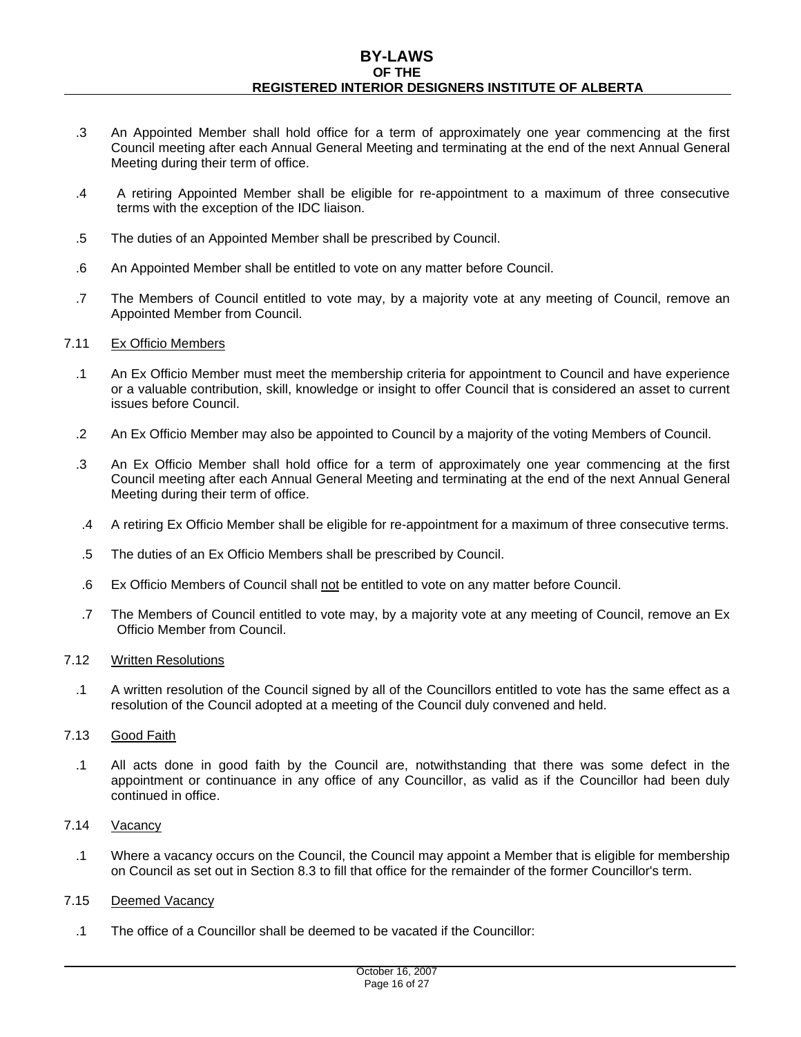.3 An Appointed Member shall hold office for a term of approximately one year commencing at the first Council meeting after each Annual General Meeting and terminating at the end of the next Annual General Meeting during their term of office.

.4 A retiring Appointed Member shall be eligible for re-appointment to a maximum of three consecutive terms with the exception of the IDC liaison.

.5 The duties of an Appointed Member shall be prescribed by Council.

.6 An Appointed Member shall be entitled to vote on any matter before Council.

.7 The Members of Council entitled to vote may, by a majority vote at any meeting of Council, remove an Appointed Member from Council.

7.11 Ex Officio Members

.1 An Ex Officio Member must meet the membership criteria for appointment to Council and have experience or a valuable contribution, skill, knowledge or insight to offer Council that is considered an asset to current issues before Council.

.2 An Ex Officio Member may also be appointed to Council by a majority of the voting Members of Council.

.3 An Ex Officio Member shall hold office for a term of approximately one year commencing at the first Council meeting after each Annual General Meeting and terminating at the end of the next Annual General Meeting during their term of office.

.4 A retiring Ex Officio Member shall be eligible for re-appointment for a maximum of three consecutive terms.

.5 The duties of an Ex Officio Members shall be prescribed by Council.

.6 Ex Officio Members of Council shall not be entitled to vote on any matter before Council.

.7 The Members of Council entitled to vote may, by a majority vote at any meeting of Council, remove an Ex Officio Member from Council.

7.12 Written Resolutions

.1 A written resolution of the Council signed by all of the Councillors entitled to vote has the same effect as a resolution of the Council adopted at a meeting of the Council duly convened and held.

7.13 Good Faith

.1 All acts done in good faith by the Council are, notwithstanding that there was some defect in the appointment or continuance in any office of any Councillor, as valid as if the Councillor had been duly continued in office.

7.14 Vacancy

.1 Where a vacancy occurs on the Council, the Council may appoint a Member that is eligible for membership on Council as set out in Section 8.3 to fill that office for the remainder of the former Councillor's term.

7.15 Deemed Vacancy

.1 The office of a Councillor shall be deemed to be vacated if the Councillor: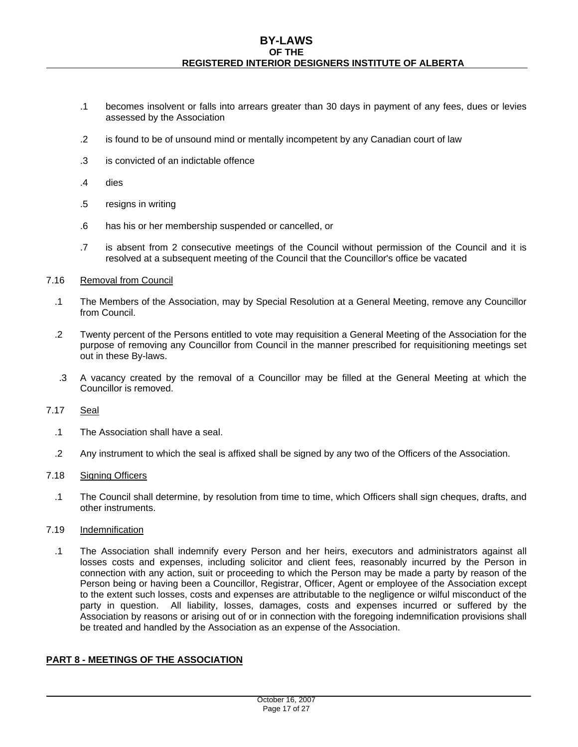.1 becomes insolvent or falls into arrears greater than 30 days in payment of any fees, dues or levies assessed by the Association

.2 is found to be of unsound mind or mentally incompetent by any Canadian court of law

.3 is convicted of an indictable offence

.4 dies

.5 resigns in writing

.6 has his or her membership suspended or cancelled, or

.7 is absent from 2 consecutive meetings of the Council without permission of the Council and it is resolved at a subsequent meeting of the Council that the Councillor's office be vacated

7.16 Removal from Council

.1 The Members of the Association, may by Special Resolution at a General Meeting, remove any Councillor from Council.

.2 Twenty percent of the Persons entitled to vote may requisition a General Meeting of the Association for the purpose of removing any Councillor from Council in the manner prescribed for requisitioning meetings set out in these By-laws.

.3 A vacancy created by the removal of a Councillor may be filled at the General Meeting at which the Councillor is removed.

7.17 Seal

.1 The Association shall have a seal.

.2 Any instrument to which the seal is affixed shall be signed by any two of the Officers of the Association.

7.18 Signing Officers

.1 The Council shall determine, by resolution from time to time, which Officers shall sign cheques, drafts, and other instruments.

7.19 Indemnification

.1 The Association shall indemnify every Person and her heirs, executors and administrators against all losses costs and expenses, including solicitor and client fees, reasonably incurred by the Person in connection with any action, suit or proceeding to which the Person may be made a party by reason of the Person being or having been a Councillor, Registrar, Officer, Agent or employee of the Association except to the extent such losses, costs and expenses are attributable to the negligence or wilful misconduct of the party in question. All liability, losses, damages, costs and expenses incurred or suffered by the Association by reasons or arising out of or in connection with the foregoing indemnification provisions shall be treated and handled by the Association as an expense of the Association.

## PART 8 - MEETINGS OF THE ASSOCIATION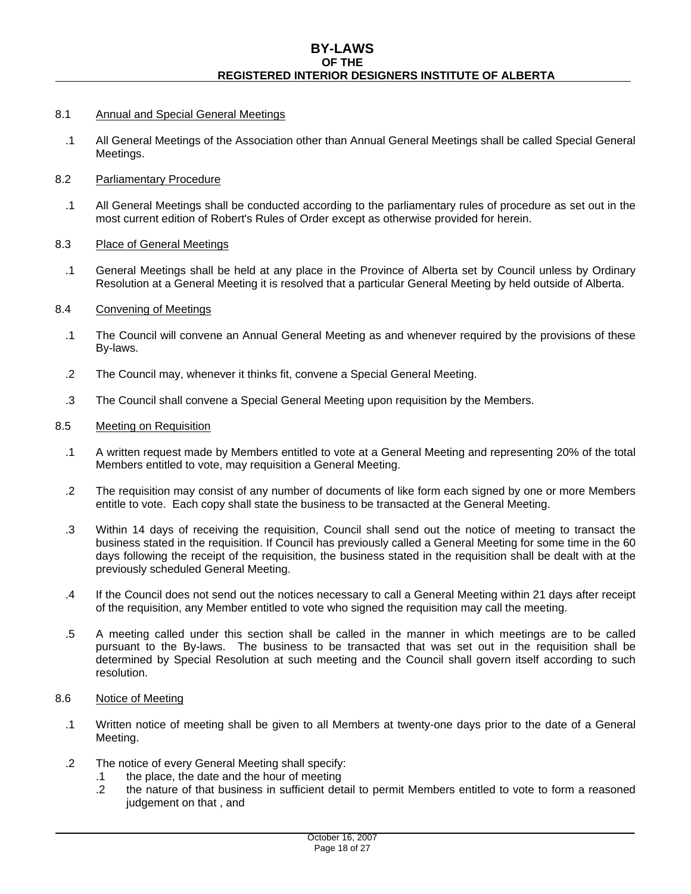8.1 Annual and Special General Meetings

.1 All General Meetings of the Association other than Annual General Meetings shall be called Special General Meetings.

8.2 Parliamentary Procedure

.1 All General Meetings shall be conducted according to the parliamentary rules of procedure as set out in the most current edition of Robert's Rules of Order except as otherwise provided for herein.

8.3 Place of General Meetings

.1 General Meetings shall be held at any place in the Province of Alberta set by Council unless by Ordinary Resolution at a General Meeting it is resolved that a particular General Meeting by held outside of Alberta.

8.4 Convening of Meetings

.1 The Council will convene an Annual General Meeting as and whenever required by the provisions of these By-laws.

.2 The Council may, whenever it thinks fit, convene a Special General Meeting.

.3 The Council shall convene a Special General Meeting upon requisition by the Members.

8.5 Meeting on Requisition

.1 A written request made by Members entitled to vote at a General Meeting and representing 20% of the total Members entitled to vote, may requisition a General Meeting.

.2 The requisition may consist of any number of documents of like form each signed by one or more Members entitle to vote. Each copy shall state the business to be transacted at the General Meeting.

.3 Within 14 days of receiving the requisition, Council shall send out the notice of meeting to transact the business stated in the requisition. If Council has previously called a General Meeting for some time in the 60 days following the receipt of the requisition, the business stated in the requisition shall be dealt with at the previously scheduled General Meeting.

.4 If the Council does not send out the notices necessary to call a General Meeting within 21 days after receipt of the requisition, any Member entitled to vote who signed the requisition may call the meeting.

.5 A meeting called under this section shall be called in the manner in which meetings are to be called pursuant to the By-laws. The business to be transacted that was set out in the requisition shall be determined by Special Resolution at such meeting and the Council shall govern itself according to such resolution.

8.6 Notice of Meeting

.1 Written notice of meeting shall be given to all Members at twenty-one days prior to the date of a General Meeting.

.2 The notice of every General Meeting shall specify:

   .1 the place, the date and the hour of meeting

   .2 the nature of that business in sufficient detail to permit Members entitled to vote to form a reasoned judgement on that , and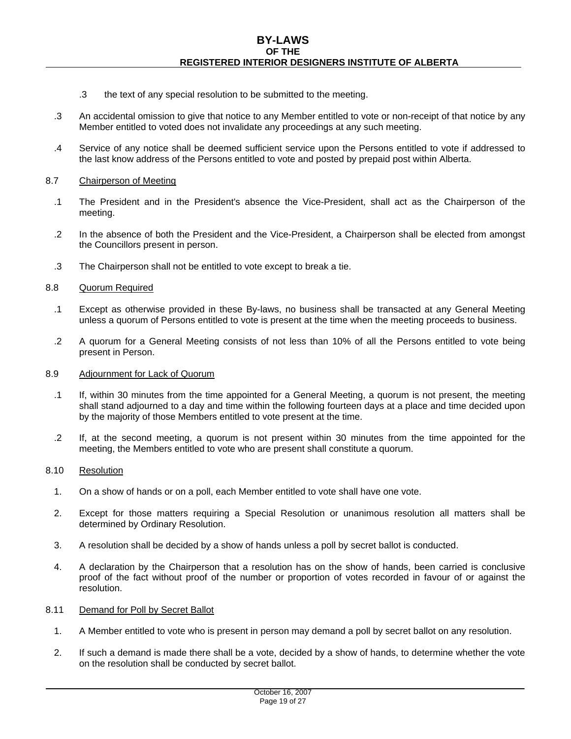.3 the text of any special resolution to be submitted to the meeting.

.3 An accidental omission to give that notice to any Member entitled to vote or non-receipt of that notice by any Member entitled to voted does not invalidate any proceedings at any such meeting.

.4 Service of any notice shall be deemed sufficient service upon the Persons entitled to vote if addressed to the last know address of the Persons entitled to vote and posted by prepaid post within Alberta.

8.7 Chairperson of Meeting

.1 The President and in the President's absence the Vice-President, shall act as the Chairperson of the meeting.

.2 In the absence of both the President and the Vice-President, a Chairperson shall be elected from amongst the Councillors present in person.

.3 The Chairperson shall not be entitled to vote except to break a tie.

8.8 Quorum Required

.1 Except as otherwise provided in these By-laws, no business shall be transacted at any General Meeting unless a quorum of Persons entitled to vote is present at the time when the meeting proceeds to business.

.2 A quorum for a General Meeting consists of not less than 10% of all the Persons entitled to vote being present in Person.

8.9 Adjournment for Lack of Quorum

.1 If, within 30 minutes from the time appointed for a General Meeting, a quorum is not present, the meeting shall stand adjourned to a day and time within the following fourteen days at a place and time decided upon by the majority of those Members entitled to vote present at the time.

.2 If, at the second meeting, a quorum is not present within 30 minutes from the time appointed for the meeting, the Members entitled to vote who are present shall constitute a quorum.

8.10 Resolution

1. On a show of hands or on a poll, each Member entitled to vote shall have one vote.
2. Except for those matters requiring a Special Resolution or unanimous resolution all matters shall be determined by Ordinary Resolution.
3. A resolution shall be decided by a show of hands unless a poll by secret ballot is conducted.
4. A declaration by the Chairperson that a resolution has on the show of hands, been carried is conclusive proof of the fact without proof of the number or proportion of votes recorded in favour of or against the resolution.

8.11 Demand for Poll by Secret Ballot

1. A Member entitled to vote who is present in person may demand a poll by secret ballot on any resolution.
2. If such a demand is made there shall be a vote, decided by a show of hands, to determine whether the vote on the resolution shall be conducted by secret ballot.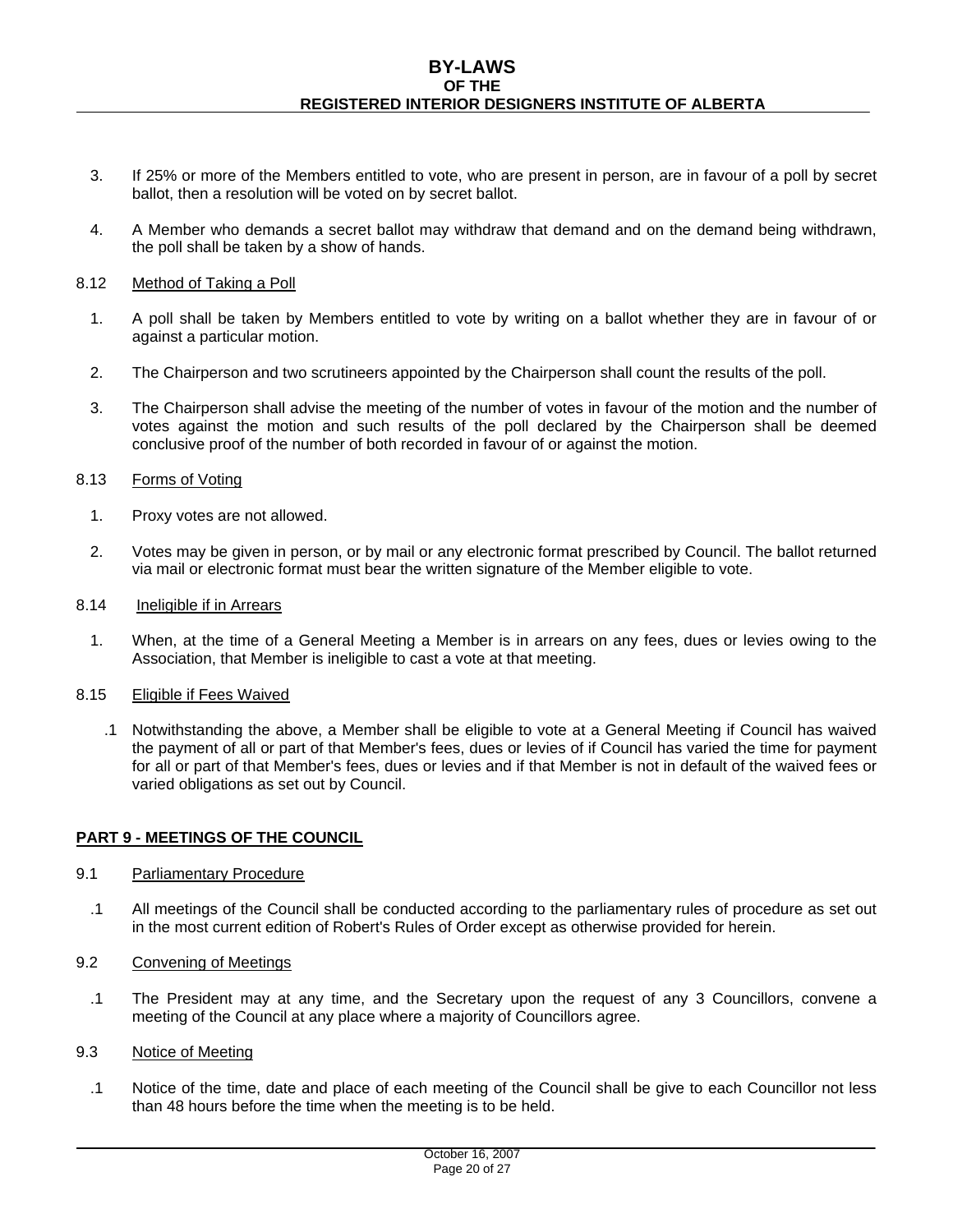3. If 25% or more of the Members entitled to vote, who are present in person, are in favour of a poll by secret ballot, then a resolution will be voted on by secret ballot.

4. A Member who demands a secret ballot may withdraw that demand and on the demand being withdrawn, the poll shall be taken by a show of hands.

8.12 Method of Taking a Poll

1. A poll shall be taken by Members entitled to vote by writing on a ballot whether they are in favour of or against a particular motion.

2. The Chairperson and two scrutineers appointed by the Chairperson shall count the results of the poll.

3. The Chairperson shall advise the meeting of the number of votes in favour of the motion and the number of votes against the motion and such results of the poll declared by the Chairperson shall be deemed conclusive proof of the number of both recorded in favour of or against the motion.

8.13 Forms of Voting

1. Proxy votes are not allowed.

2. Votes may be given in person, or by mail or any electronic format prescribed by Council. The ballot returned via mail or electronic format must bear the written signature of the Member eligible to vote.

8.14 Ineligible if in Arrears

1. When, at the time of a General Meeting a Member is in arrears on any fees, dues or levies owing to the Association, that Member is ineligible to cast a vote at that meeting.

8.15 Eligible if Fees Waived

.1 Notwithstanding the above, a Member shall be eligible to vote at a General Meeting if Council has waived the payment of all or part of that Member's fees, dues or levies of if Council has varied the time for payment for all or part of that Member's fees, dues or levies and if that Member is not in default of the waived fees or varied obligations as set out by Council.

## PART 9 - MEETINGS OF THE COUNCIL

9.1 Parliamentary Procedure

.1 All meetings of the Council shall be conducted according to the parliamentary rules of procedure as set out in the most current edition of Robert's Rules of Order except as otherwise provided for herein.

9.2 Convening of Meetings

.1 The President may at any time, and the Secretary upon the request of any 3 Councillors, convene a meeting of the Council at any place where a majority of Councillors agree.

9.3 Notice of Meeting

.1 Notice of the time, date and place of each meeting of the Council shall be give to each Councillor not less than 48 hours before the time when the meeting is to be held.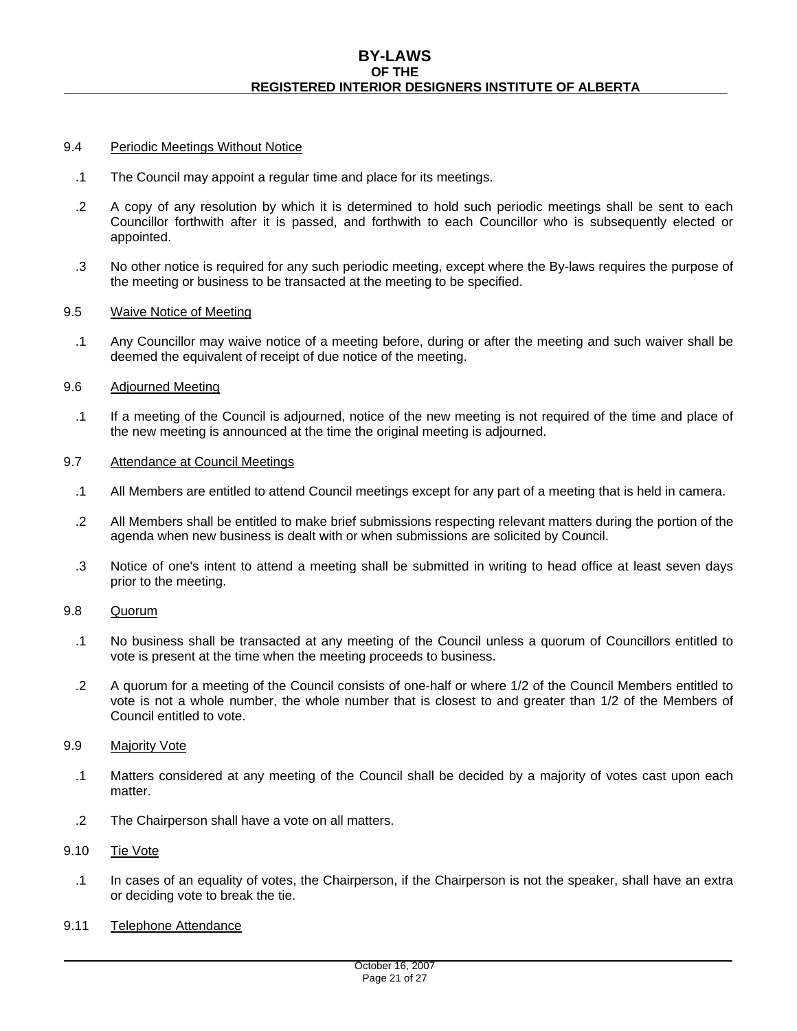### 9.4 Periodic Meetings Without Notice

.1 The Council may appoint a regular time and place for its meetings.

.2 A copy of any resolution by which it is determined to hold such periodic meetings shall be sent to each Councillor forthwith after it is passed, and forthwith to each Councillor who is subsequently elected or appointed.

.3 No other notice is required for any such periodic meeting, except where the By-laws requires the purpose of the meeting or business to be transacted at the meeting to be specified.

### 9.5 Waive Notice of Meeting

.1 Any Councillor may waive notice of a meeting before, during or after the meeting and such waiver shall be deemed the equivalent of receipt of due notice of the meeting.

### 9.6 Adjourned Meeting

.1 If a meeting of the Council is adjourned, notice of the new meeting is not required of the time and place of the new meeting is announced at the time the original meeting is adjourned.

### 9.7 Attendance at Council Meetings

.1 All Members are entitled to attend Council meetings except for any part of a meeting that is held in camera.

.2 All Members shall be entitled to make brief submissions respecting relevant matters during the portion of the agenda when new business is dealt with or when submissions are solicited by Council.

.3 Notice of one's intent to attend a meeting shall be submitted in writing to head office at least seven days prior to the meeting.

### 9.8 Quorum

.1 No business shall be transacted at any meeting of the Council unless a quorum of Councillors entitled to vote is present at the time when the meeting proceeds to business.

.2 A quorum for a meeting of the Council consists of one-half or where 1/2 of the Council Members entitled to vote is not a whole number, the whole number that is closest to and greater than 1/2 of the Members of Council entitled to vote.

### 9.9 Majority Vote

.1 Matters considered at any meeting of the Council shall be decided by a majority of votes cast upon each matter.

.2 The Chairperson shall have a vote on all matters.

### 9.10 Tie Vote

.1 In cases of an equality of votes, the Chairperson, if the Chairperson is not the speaker, shall have an extra or deciding vote to break the tie.

### 9.11 Telephone Attendance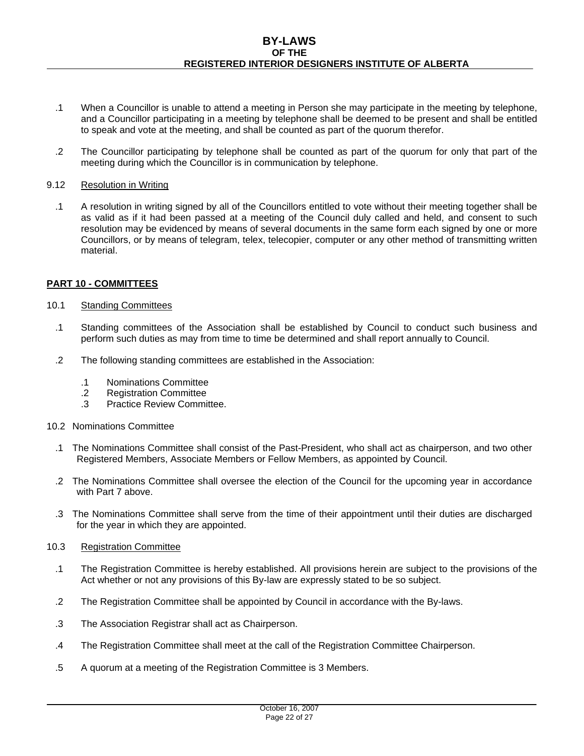.1 When a Councillor is unable to attend a meeting in Person she may participate in the meeting by telephone, and a Councillor participating in a meeting by telephone shall be deemed to be present and shall be entitled to speak and vote at the meeting, and shall be counted as part of the quorum therefor.

.2 The Councillor participating by telephone shall be counted as part of the quorum for only that part of the meeting during which the Councillor is in communication by telephone.

9.12 Resolution in Writing

.1 A resolution in writing signed by all of the Councillors entitled to vote without their meeting together shall be as valid as if it had been passed at a meeting of the Council duly called and held, and consent to such resolution may be evidenced by means of several documents in the same form each signed by one or more Councillors, or by means of telegram, telex, telecopier, computer or any other method of transmitting written material.

## PART 10 - COMMITTEES

10.1 Standing Committees

.1 Standing committees of the Association shall be established by Council to conduct such business and perform such duties as may from time to time be determined and shall report annually to Council.

.2 The following standing committees are established in the Association:

- .1 Nominations Committee
- .2 Registration Committee
- .3 Practice Review Committee.

10.2 Nominations Committee

.1 The Nominations Committee shall consist of the Past-President, who shall act as chairperson, and two other Registered Members, Associate Members or Fellow Members, as appointed by Council.

.2 The Nominations Committee shall oversee the election of the Council for the upcoming year in accordance with Part 7 above.

.3 The Nominations Committee shall serve from the time of their appointment until their duties are discharged for the year in which they are appointed.

10.3 Registration Committee

.1 The Registration Committee is hereby established. All provisions herein are subject to the provisions of the Act whether or not any provisions of this By-law are expressly stated to be so subject.

.2 The Registration Committee shall be appointed by Council in accordance with the By-laws.

.3 The Association Registrar shall act as Chairperson.

.4 The Registration Committee shall meet at the call of the Registration Committee Chairperson.

.5 A quorum at a meeting of the Registration Committee is 3 Members.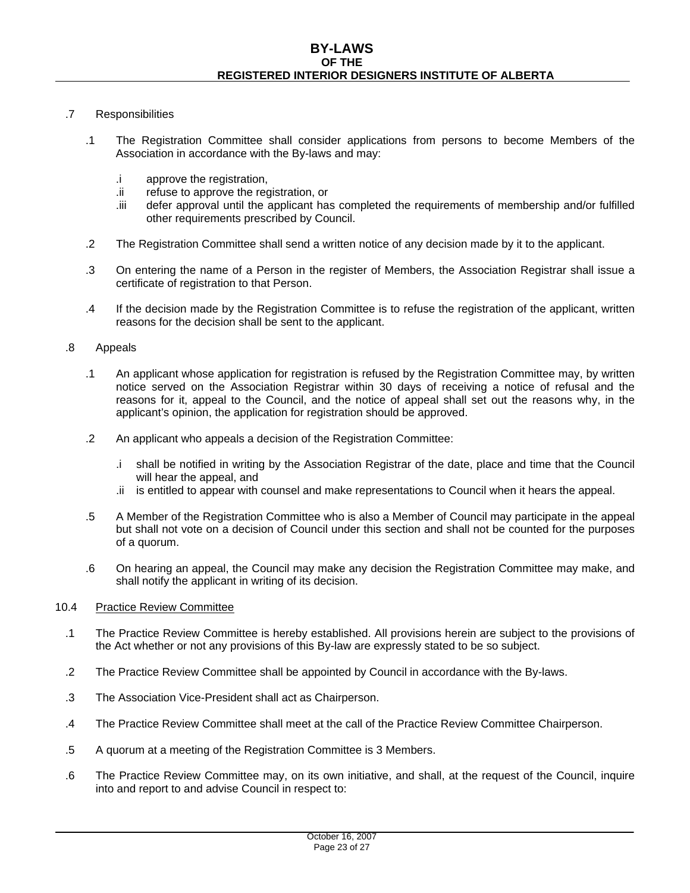.7 Responsibilities

.1 The Registration Committee shall consider applications from persons to become Members of the Association in accordance with the By-laws and may:

.i approve the registration,
.ii refuse to approve the registration, or
.iii defer approval until the applicant has completed the requirements of membership and/or fulfilled other requirements prescribed by Council.

.2 The Registration Committee shall send a written notice of any decision made by it to the applicant.

.3 On entering the name of a Person in the register of Members, the Association Registrar shall issue a certificate of registration to that Person.

.4 If the decision made by the Registration Committee is to refuse the registration of the applicant, written reasons for the decision shall be sent to the applicant.

.8 Appeals

.1 An applicant whose application for registration is refused by the Registration Committee may, by written notice served on the Association Registrar within 30 days of receiving a notice of refusal and the reasons for it, appeal to the Council, and the notice of appeal shall set out the reasons why, in the applicant's opinion, the application for registration should be approved.

.2 An applicant who appeals a decision of the Registration Committee:

.i shall be notified in writing by the Association Registrar of the date, place and time that the Council will hear the appeal, and
.ii is entitled to appear with counsel and make representations to Council when it hears the appeal.

.5 A Member of the Registration Committee who is also a Member of Council may participate in the appeal but shall not vote on a decision of Council under this section and shall not be counted for the purposes of a quorum.

.6 On hearing an appeal, the Council may make any decision the Registration Committee may make, and shall notify the applicant in writing of its decision.

10.4 Practice Review Committee

.1 The Practice Review Committee is hereby established. All provisions herein are subject to the provisions of the Act whether or not any provisions of this By-law are expressly stated to be so subject.

.2 The Practice Review Committee shall be appointed by Council in accordance with the By-laws.

.3 The Association Vice-President shall act as Chairperson.

.4 The Practice Review Committee shall meet at the call of the Practice Review Committee Chairperson.

.5 A quorum at a meeting of the Registration Committee is 3 Members.

.6 The Practice Review Committee may, on its own initiative, and shall, at the request of the Council, inquire into and report to and advise Council in respect to: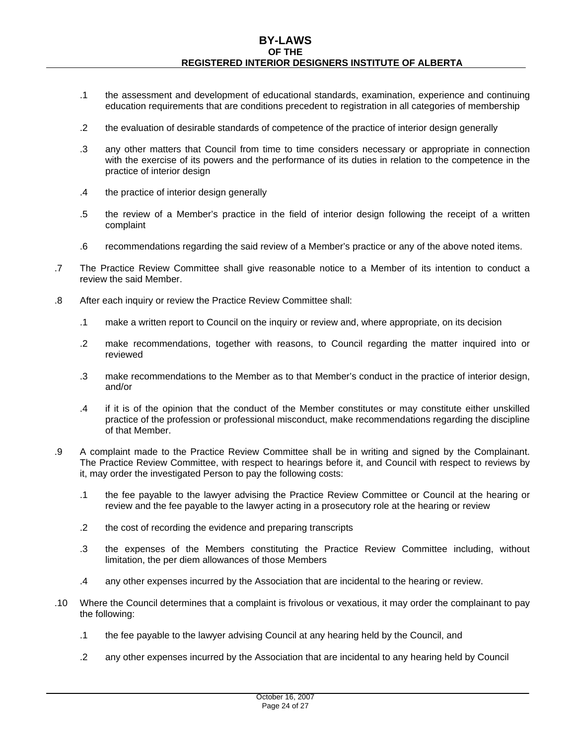- .1 the assessment and development of educational standards, examination, experience and continuing education requirements that are conditions precedent to registration in all categories of membership

- .2 the evaluation of desirable standards of competence of the practice of interior design generally

- .3 any other matters that Council from time to time considers necessary or appropriate in connection with the exercise of its powers and the performance of its duties in relation to the competence in the practice of interior design

- .4 the practice of interior design generally

- .5 the review of a Member's practice in the field of interior design following the receipt of a written complaint

- .6 recommendations regarding the said review of a Member's practice or any of the above noted items.

.7 The Practice Review Committee shall give reasonable notice to a Member of its intention to conduct a review the said Member.

.8 After each inquiry or review the Practice Review Committee shall:

- .1 make a written report to Council on the inquiry or review and, where appropriate, on its decision

- .2 make recommendations, together with reasons, to Council regarding the matter inquired into or reviewed

- .3 make recommendations to the Member as to that Member's conduct in the practice of interior design, and/or

- .4 if it is of the opinion that the conduct of the Member constitutes or may constitute either unskilled practice of the profession or professional misconduct, make recommendations regarding the discipline of that Member.

.9 A complaint made to the Practice Review Committee shall be in writing and signed by the Complainant. The Practice Review Committee, with respect to hearings before it, and Council with respect to reviews by it, may order the investigated Person to pay the following costs:

- .1 the fee payable to the lawyer advising the Practice Review Committee or Council at the hearing or review and the fee payable to the lawyer acting in a prosecutory role at the hearing or review

- .2 the cost of recording the evidence and preparing transcripts

- .3 the expenses of the Members constituting the Practice Review Committee including, without limitation, the per diem allowances of those Members

- .4 any other expenses incurred by the Association that are incidental to the hearing or review.

.10 Where the Council determines that a complaint is frivolous or vexatious, it may order the complainant to pay the following:

- .1 the fee payable to the lawyer advising Council at any hearing held by the Council, and

- .2 any other expenses incurred by the Association that are incidental to any hearing held by Council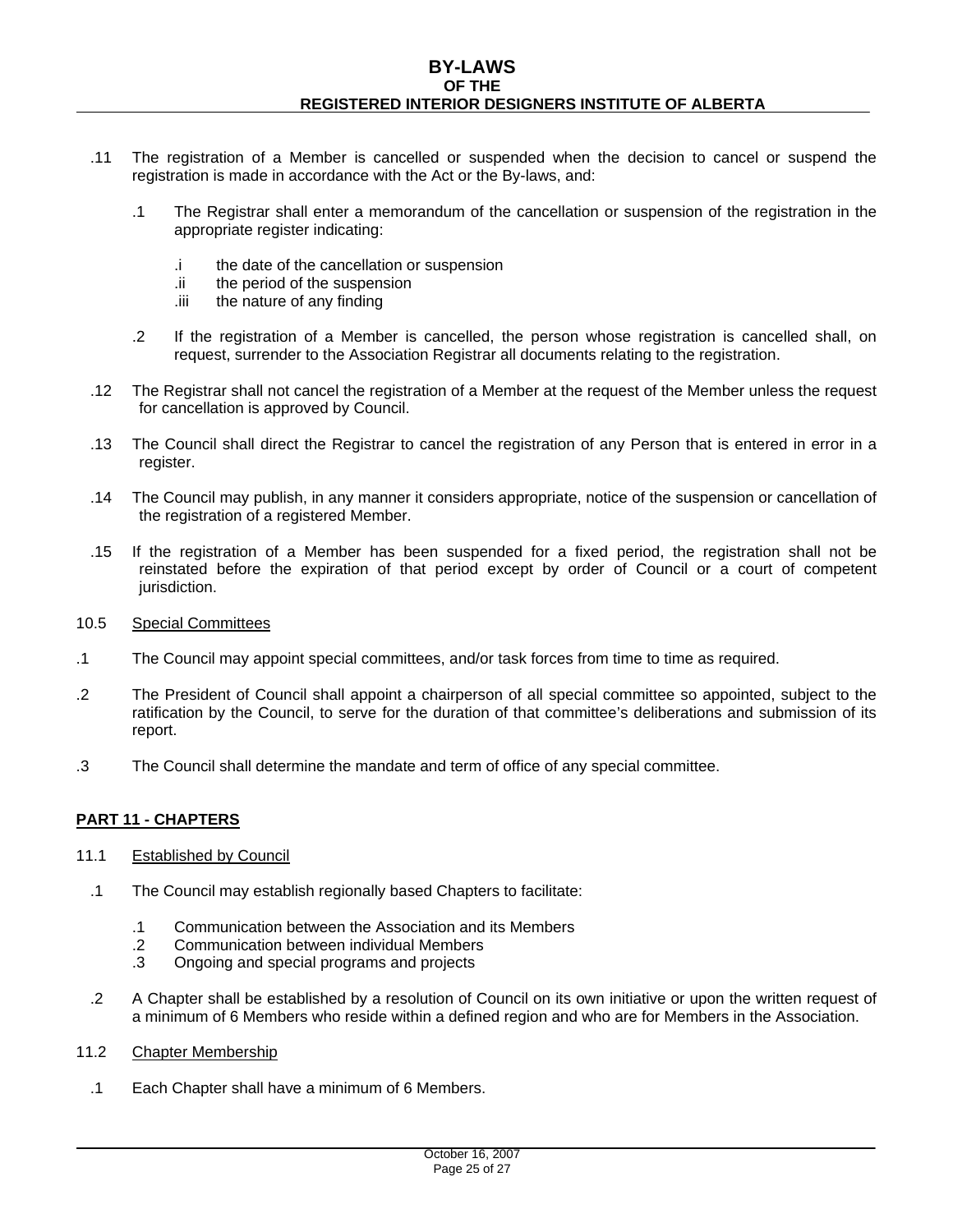.11 The registration of a Member is cancelled or suspended when the decision to cancel or suspend the registration is made in accordance with the Act or the By-laws, and:

.1 The Registrar shall enter a memorandum of the cancellation or suspension of the registration in the appropriate register indicating:

.i the date of the cancellation or suspension
.ii the period of the suspension
.iii the nature of any finding

.2 If the registration of a Member is cancelled, the person whose registration is cancelled shall, on request, surrender to the Association Registrar all documents relating to the registration.

.12 The Registrar shall not cancel the registration of a Member at the request of the Member unless the request for cancellation is approved by Council.

.13 The Council shall direct the Registrar to cancel the registration of any Person that is entered in error in a register.

.14 The Council may publish, in any manner it considers appropriate, notice of the suspension or cancellation of the registration of a registered Member.

.15 If the registration of a Member has been suspended for a fixed period, the registration shall not be reinstated before the expiration of that period except by order of Council or a court of competent jurisdiction.

10.5 <u>Special Committees</u>

.1 The Council may appoint special committees, and/or task forces from time to time as required.

.2 The President of Council shall appoint a chairperson of all special committee so appointed, subject to the ratification by the Council, to serve for the duration of that committee's deliberations and submission of its report.

.3 The Council shall determine the mandate and term of office of any special committee.

## PART 11 - CHAPTERS

11.1 <u>Established by Council</u>

.1 The Council may establish regionally based Chapters to facilitate:

.1 Communication between the Association and its Members
.2 Communication between individual Members
.3 Ongoing and special programs and projects

.2 A Chapter shall be established by a resolution of Council on its own initiative or upon the written request of a minimum of 6 Members who reside within a defined region and who are for Members in the Association.

11.2 <u>Chapter Membership</u>

.1 Each Chapter shall have a minimum of 6 Members.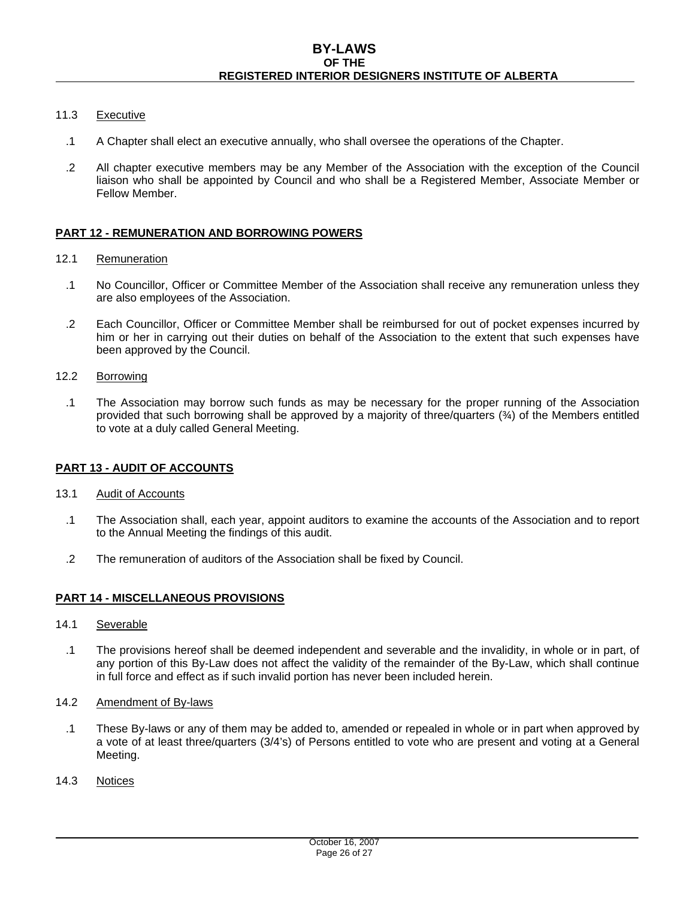11.3 Executive

.1 A Chapter shall elect an executive annually, who shall oversee the operations of the Chapter.

.2 All chapter executive members may be any Member of the Association with the exception of the Council liaison who shall be appointed by Council and who shall be a Registered Member, Associate Member or Fellow Member.

## PART 12 - REMUNERATION AND BORROWING POWERS

12.1 Remuneration

.1 No Councillor, Officer or Committee Member of the Association shall receive any remuneration unless they are also employees of the Association.

.2 Each Councillor, Officer or Committee Member shall be reimbursed for out of pocket expenses incurred by him or her in carrying out their duties on behalf of the Association to the extent that such expenses have been approved by the Council.

12.2 Borrowing

.1 The Association may borrow such funds as may be necessary for the proper running of the Association provided that such borrowing shall be approved by a majority of three/quarters (¾) of the Members entitled to vote at a duly called General Meeting.

## PART 13 - AUDIT OF ACCOUNTS

13.1 Audit of Accounts

.1 The Association shall, each year, appoint auditors to examine the accounts of the Association and to report to the Annual Meeting the findings of this audit.

.2 The remuneration of auditors of the Association shall be fixed by Council.

## PART 14 - MISCELLANEOUS PROVISIONS

14.1 Severable

.1 The provisions hereof shall be deemed independent and severable and the invalidity, in whole or in part, of any portion of this By-Law does not affect the validity of the remainder of the By-Law, which shall continue in full force and effect as if such invalid portion has never been included herein.

14.2 Amendment of By-laws

.1 These By-laws or any of them may be added to, amended or repealed in whole or in part when approved by a vote of at least three/quarters (3/4's) of Persons entitled to vote who are present and voting at a General Meeting.

14.3 Notices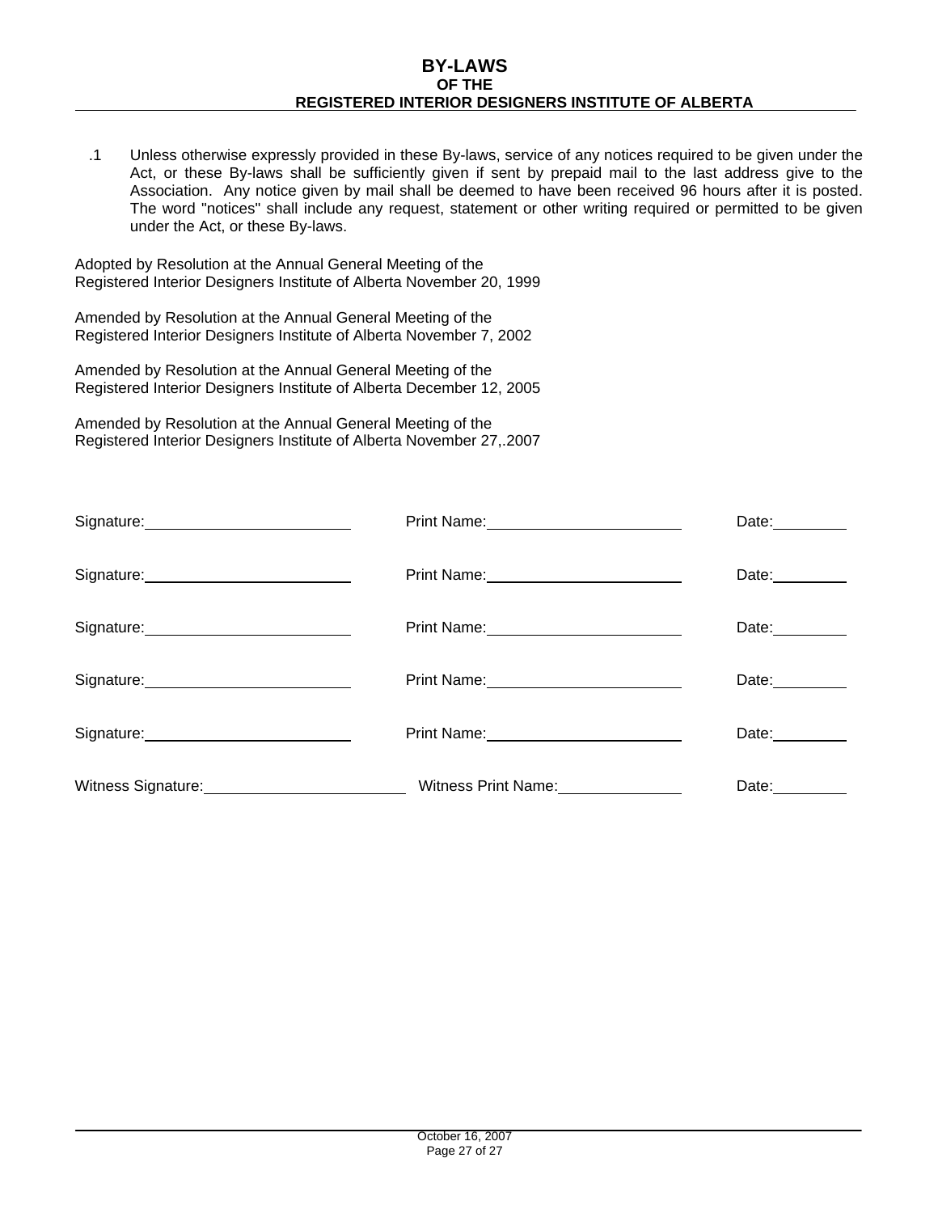.1 Unless otherwise expressly provided in these By-laws, service of any notices required to be given under the Act, or these By-laws shall be sufficiently given if sent by prepaid mail to the last address give to the Association. Any notice given by mail shall be deemed to have been received 96 hours after it is posted. The word "notices" shall include any request, statement or other writing required or permitted to be given under the Act, or these By-laws.

Adopted by Resolution at the Annual General Meeting of the
Registered Interior Designers Institute of Alberta November 20, 1999

Amended by Resolution at the Annual General Meeting of the
Registered Interior Designers Institute of Alberta November 7, 2002

Amended by Resolution at the Annual General Meeting of the
Registered Interior Designers Institute of Alberta December 12, 2005

Amended by Resolution at the Annual General Meeting of the
Registered Interior Designers Institute of Alberta November 27,.2007

Signature:________________________ Print Name:________________________ Date:__________

Signature:________________________ Print Name:________________________ Date:__________

Signature:________________________ Print Name:________________________ Date:__________

Signature:________________________ Print Name:________________________ Date:__________

Signature:________________________ Print Name:________________________ Date:__________

Witness Signature:________________________ Witness Print Name:________________ Date:__________

October 16, 2007